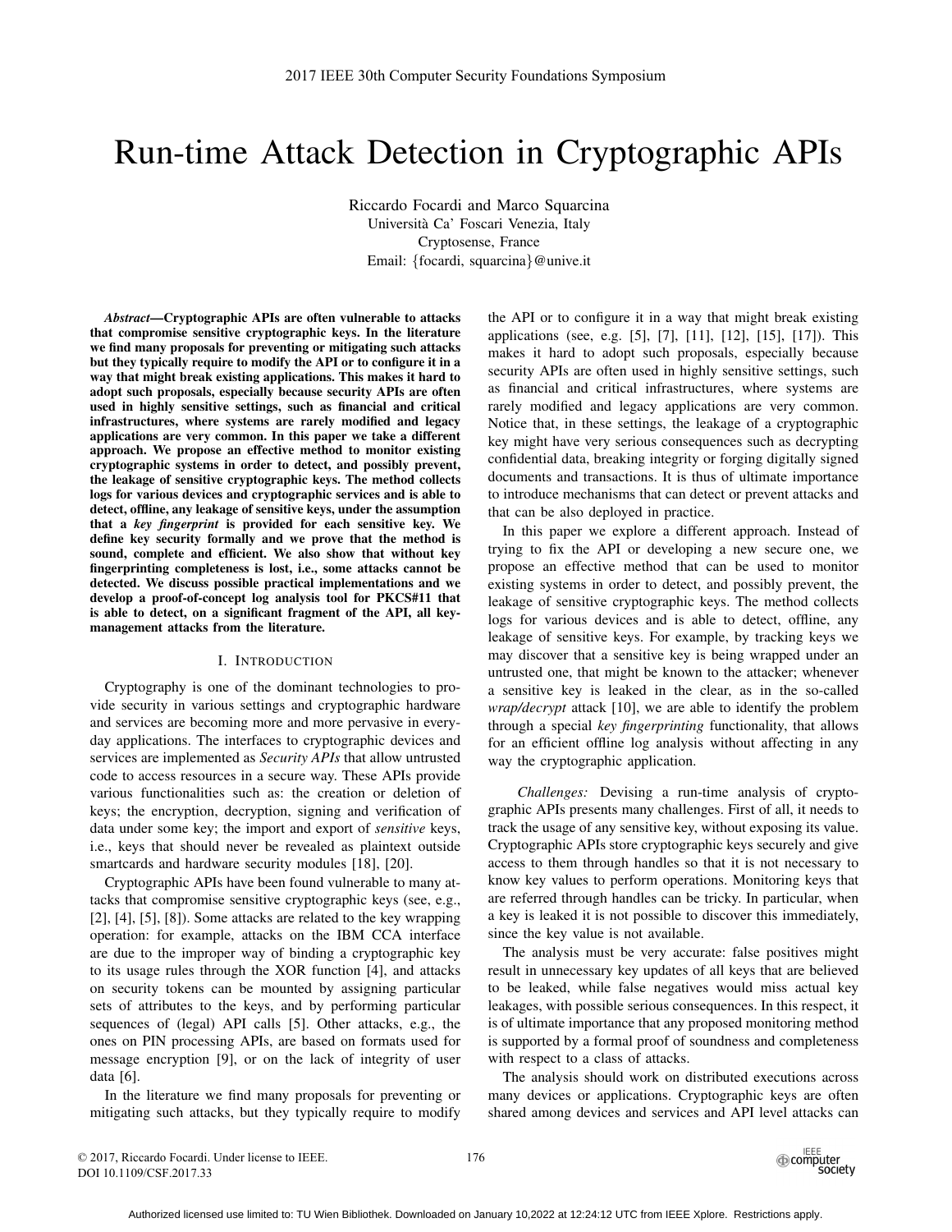# Run-time Attack Detection in Cryptographic APIs

Riccardo Focardi and Marco Squarcina
Università Ca' Foscari Venezia, Italy
Cryptosense, France
Email: {focardi, squarcina}@unive.it

***Abstract*—Cryptographic APIs are often vulnerable to attacks that compromise sensitive cryptographic keys. In the literature we find many proposals for preventing or mitigating such attacks but they typically require to modify the API or to configure it in a way that might break existing applications. This makes it hard to adopt such proposals, especially because security APIs are often used in highly sensitive settings, such as financial and critical infrastructures, where systems are rarely modified and legacy applications are very common. In this paper we take a different approach. We propose an effective method to monitor existing cryptographic systems in order to detect, and possibly prevent, the leakage of sensitive cryptographic keys. The method collects logs for various devices and cryptographic services and is able to detect, offline, any leakage of sensitive keys, under the assumption that a *key fingerprint* is provided for each sensitive key. We define key security formally and we prove that the method is sound, complete and efficient. We also show that without key fingerprinting completeness is lost, i.e., some attacks cannot be detected. We discuss possible practical implementations and we develop a proof-of-concept log analysis tool for PKCS#11 that is able to detect, on a significant fragment of the API, all key-management attacks from the literature.**

## I. Introduction

Cryptography is one of the dominant technologies to provide security in various settings and cryptographic hardware and services are becoming more and more pervasive in everyday applications. The interfaces to cryptographic devices and services are implemented as *Security APIs* that allow untrusted code to access resources in a secure way. These APIs provide various functionalities such as: the creation or deletion of keys; the encryption, decryption, signing and verification of data under some key; the import and export of *sensitive* keys, i.e., keys that should never be revealed as plaintext outside smartcards and hardware security modules [18], [20].

Cryptographic APIs have been found vulnerable to many attacks that compromise sensitive cryptographic keys (see, e.g., [2], [4], [5], [8]). Some attacks are related to the key wrapping operation: for example, attacks on the IBM CCA interface are due to the improper way of binding a cryptographic key to its usage rules through the XOR function [4], and attacks on security tokens can be mounted by assigning particular sets of attributes to the keys, and by performing particular sequences of (legal) API calls [5]. Other attacks, e.g., the ones on PIN processing APIs, are based on formats used for message encryption [9], or on the lack of integrity of user data [6].

In the literature we find many proposals for preventing or mitigating such attacks, but they typically require to modify the API or to configure it in a way that might break existing applications (see, e.g. [5], [7], [11], [12], [15], [17]). This makes it hard to adopt such proposals, especially because security APIs are often used in highly sensitive settings, such as financial and critical infrastructures, where systems are rarely modified and legacy applications are very common. Notice that, in these settings, the leakage of a cryptographic key might have very serious consequences such as decrypting confidential data, breaking integrity or forging digitally signed documents and transactions. It is thus of ultimate importance to introduce mechanisms that can detect or prevent attacks and that can be also deployed in practice.

In this paper we explore a different approach. Instead of trying to fix the API or developing a new secure one, we propose an effective method that can be used to monitor existing systems in order to detect, and possibly prevent, the leakage of sensitive cryptographic keys. The method collects logs for various devices and is able to detect, offline, any leakage of sensitive keys. For example, by tracking keys we may discover that a sensitive key is being wrapped under an untrusted one, that might be known to the attacker; whenever a sensitive key is leaked in the clear, as in the so-called *wrap/decrypt* attack [10], we are able to identify the problem through a special *key fingerprinting* functionality, that allows for an efficient offline log analysis without affecting in any way the cryptographic application.

*Challenges:* Devising a run-time analysis of cryptographic APIs presents many challenges. First of all, it needs to track the usage of any sensitive key, without exposing its value. Cryptographic APIs store cryptographic keys securely and give access to them through handles so that it is not necessary to know key values to perform operations. Monitoring keys that are referred through handles can be tricky. In particular, when a key is leaked it is not possible to discover this immediately, since the key value is not available.

The analysis must be very accurate: false positives might result in unnecessary key updates of all keys that are believed to be leaked, while false negatives would miss actual key leakages, with possible serious consequences. In this respect, it is of ultimate importance that any proposed monitoring method is supported by a formal proof of soundness and completeness with respect to a class of attacks.

The analysis should work on distributed executions across many devices or applications. Cryptographic keys are often shared among devices and services and API level attacks can

© 2017, Riccardo Focardi. Under license to IEEE.
DOI 10.1109/CSF.2017.33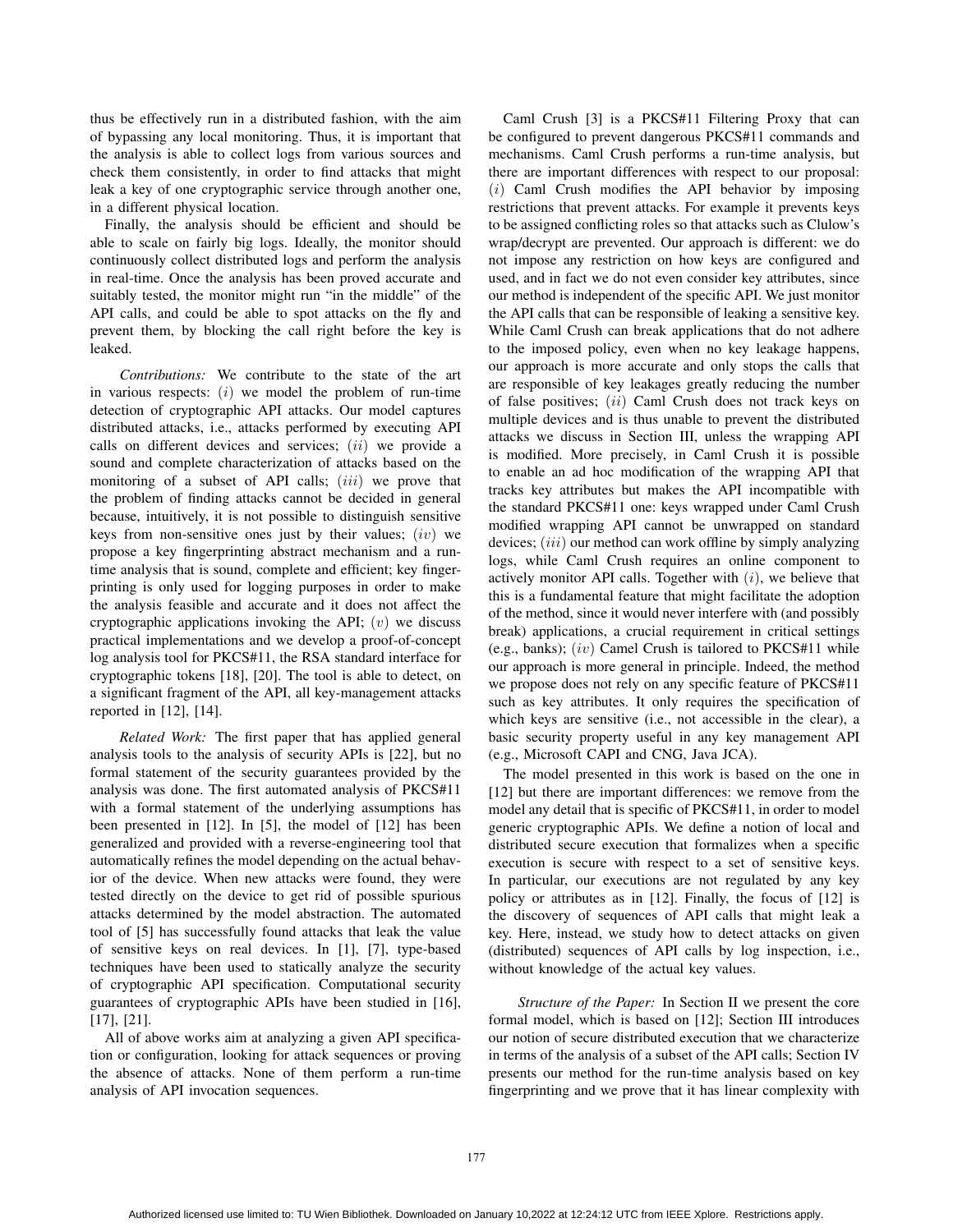thus be effectively run in a distributed fashion, with the aim of bypassing any local monitoring. Thus, it is important that the analysis is able to collect logs from various sources and check them consistently, in order to find attacks that might leak a key of one cryptographic service through another one, in a different physical location.

Finally, the analysis should be efficient and should be able to scale on fairly big logs. Ideally, the monitor should continuously collect distributed logs and perform the analysis in real-time. Once the analysis has been proved accurate and suitably tested, the monitor might run "in the middle" of the API calls, and could be able to spot attacks on the fly and prevent them, by blocking the call right before the key is leaked.

*Contributions:* We contribute to the state of the art in various respects: $(i)$ we model the problem of run-time detection of cryptographic API attacks. Our model captures distributed attacks, i.e., attacks performed by executing API calls on different devices and services; $(ii)$ we provide a sound and complete characterization of attacks based on the monitoring of a subset of API calls; $(iii)$ we prove that the problem of finding attacks cannot be decided in general because, intuitively, it is not possible to distinguish sensitive keys from non-sensitive ones just by their values; $(iv)$ we propose a key fingerprinting abstract mechanism and a run-time analysis that is sound, complete and efficient; key fingerprinting is only used for logging purposes in order to make the analysis feasible and accurate and it does not affect the cryptographic applications invoking the API; $(v)$ we discuss practical implementations and we develop a proof-of-concept log analysis tool for PKCS#11, the RSA standard interface for cryptographic tokens [18], [20]. The tool is able to detect, on a significant fragment of the API, all key-management attacks reported in [12], [14].

*Related Work:* The first paper that has applied general analysis tools to the analysis of security APIs is [22], but no formal statement of the security guarantees provided by the analysis was done. The first automated analysis of PKCS#11 with a formal statement of the underlying assumptions has been presented in [12]. In [5], the model of [12] has been generalized and provided with a reverse-engineering tool that automatically refines the model depending on the actual behavior of the device. When new attacks were found, they were tested directly on the device to get rid of possible spurious attacks determined by the model abstraction. The automated tool of [5] has successfully found attacks that leak the value of sensitive keys on real devices. In [1], [7], type-based techniques have been used to statically analyze the security of cryptographic API specification. Computational security guarantees of cryptographic APIs have been studied in [16], [17], [21].

All of above works aim at analyzing a given API specification or configuration, looking for attack sequences or proving the absence of attacks. None of them perform a run-time analysis of API invocation sequences.

Caml Crush [3] is a PKCS#11 Filtering Proxy that can be configured to prevent dangerous PKCS#11 commands and mechanisms. Caml Crush performs a run-time analysis, but there are important differences with respect to our proposal: $(i)$ Caml Crush modifies the API behavior by imposing restrictions that prevent attacks. For example it prevents keys to be assigned conflicting roles so that attacks such as Clulow's wrap/decrypt are prevented. Our approach is different: we do not impose any restriction on how keys are configured and used, and in fact we do not even consider key attributes, since our method is independent of the specific API. We just monitor the API calls that can be responsible of leaking a sensitive key. While Caml Crush can break applications that do not adhere to the imposed policy, even when no key leakage happens, our approach is more accurate and only stops the calls that are responsible of key leakages greatly reducing the number of false positives; $(ii)$ Caml Crush does not track keys on multiple devices and is thus unable to prevent the distributed attacks we discuss in Section III, unless the wrapping API is modified. More precisely, in Caml Crush it is possible to enable an ad hoc modification of the wrapping API that tracks key attributes but makes the API incompatible with the standard PKCS#11 one: keys wrapped under Caml Crush modified wrapping API cannot be unwrapped on standard devices; $(iii)$ our method can work offline by simply analyzing logs, while Caml Crush requires an online component to actively monitor API calls. Together with $(i)$, we believe that this is a fundamental feature that might facilitate the adoption of the method, since it would never interfere with (and possibly break) applications, a crucial requirement in critical settings (e.g., banks); $(iv)$ Camel Crush is tailored to PKCS#11 while our approach is more general in principle. Indeed, the method we propose does not rely on any specific feature of PKCS#11 such as key attributes. It only requires the specification of which keys are sensitive (i.e., not accessible in the clear), a basic security property useful in any key management API (e.g., Microsoft CAPI and CNG, Java JCA).

The model presented in this work is based on the one in [12] but there are important differences: we remove from the model any detail that is specific of PKCS#11, in order to model generic cryptographic APIs. We define a notion of local and distributed secure execution that formalizes when a specific execution is secure with respect to a set of sensitive keys. In particular, our executions are not regulated by any key policy or attributes as in [12]. Finally, the focus of [12] is the discovery of sequences of API calls that might leak a key. Here, instead, we study how to detect attacks on given (distributed) sequences of API calls by log inspection, i.e., without knowledge of the actual key values.

*Structure of the Paper:* In Section II we present the core formal model, which is based on [12]; Section III introduces our notion of secure distributed execution that we characterize in terms of the analysis of a subset of the API calls; Section IV presents our method for the run-time analysis based on key fingerprinting and we prove that it has linear complexity with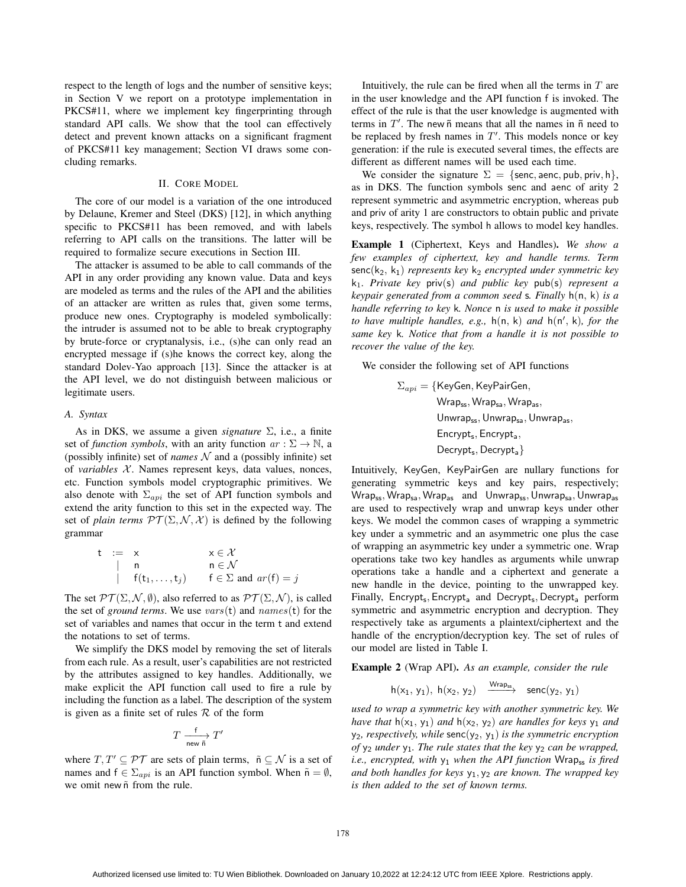respect to the length of logs and the number of sensitive keys; in Section V we report on a prototype implementation in PKCS#11, where we implement key fingerprinting through standard API calls. We show that the tool can effectively detect and prevent known attacks on a significant fragment of PKCS#11 key management; Section VI draws some concluding remarks.

## II. Core Model

The core of our model is a variation of the one introduced by Delaune, Kremer and Steel (DKS) [12], in which anything specific to PKCS#11 has been removed, and with labels referring to API calls on the transitions. The latter will be required to formalize secure executions in Section III.

The attacker is assumed to be able to call commands of the API in any order providing any known value. Data and keys are modeled as terms and the rules of the API and the abilities of an attacker are written as rules that, given some terms, produce new ones. Cryptography is modeled symbolically: the intruder is assumed not to be able to break cryptography by brute-force or cryptanalysis, i.e., (s)he can only read an encrypted message if (s)he knows the correct key, along the standard Dolev-Yao approach [13]. Since the attacker is at the API level, we do not distinguish between malicious or legitimate users.

### A. Syntax

As in DKS, we assume a given *signature* $\Sigma$, i.e., a finite set of *function symbols*, with an arity function $ar : \Sigma \rightarrow \mathbb{N}$, a (possibly infinite) set of *names* $\mathcal{N}$ and a (possibly infinite) set of *variables* $\mathcal{X}$. Names represent keys, data values, nonces, etc. Function symbols model cryptographic primitives. We also denote with $\Sigma_{api}$ the set of API function symbols and extend the arity function to this set in the expected way. The set of *plain terms* $\mathcal{PT}(\Sigma, \mathcal{N}, \mathcal{X})$ is defined by the following grammar

$$
\begin{array}{lllll}
\mathsf{t} & := & \mathsf{x} & & \mathsf{x} \in \mathcal{X} \\
 & | & \mathsf{n} & & \mathsf{n} \in \mathcal{N} \\
 & | & \mathsf{f}(\mathsf{t}_1, \ldots, \mathsf{t}_j) & & \mathsf{f} \in \Sigma \text{ and } ar(\mathsf{f}) = j
\end{array}
$$

The set $\mathcal{PT}(\Sigma, \mathcal{N}, \emptyset)$, also referred to as $\mathcal{PT}(\Sigma, \mathcal{N})$, is called the set of *ground terms*. We use $vars(\mathsf{t})$ and $names(\mathsf{t})$ for the set of variables and names that occur in the term $\mathsf{t}$ and extend the notations to set of terms.

We simplify the DKS model by removing the set of literals from each rule. As a result, user's capabilities are not restricted by the attributes assigned to key handles. Additionally, we make explicit the API function call used to fire a rule by including the function as a label. The description of the system is given as a finite set of rules $\mathcal{R}$ of the form

$$
T \xrightarrow[\mathsf{new}\ \tilde{\mathsf{n}}]{\mathsf{f}} T'
$$

where $T, T' \subseteq \mathcal{PT}$ are sets of plain terms, $\tilde{\mathsf{n}} \subseteq \mathcal{N}$ is a set of names and $\mathsf{f} \in \Sigma_{api}$ is an API function symbol. When $\tilde{\mathsf{n}} = \emptyset$, we omit $\mathsf{new}\ \tilde{\mathsf{n}}$ from the rule.

Intuitively, the rule can be fired when all the terms in $T$ are in the user knowledge and the API function $\mathsf{f}$ is invoked. The effect of the rule is that the user knowledge is augmented with terms in $T'$. The $\mathsf{new}\ \tilde{\mathsf{n}}$ means that all the names in $\tilde{\mathsf{n}}$ need to be replaced by fresh names in $T'$. This models nonce or key generation: if the rule is executed several times, the effects are different as different names will be used each time.

We consider the signature $\Sigma = \{\mathsf{senc}, \mathsf{aenc}, \mathsf{pub}, \mathsf{priv}, \mathsf{h}\}$, as in DKS. The function symbols $\mathsf{senc}$ and $\mathsf{aenc}$ of arity 2 represent symmetric and asymmetric encryption, whereas $\mathsf{pub}$ and $\mathsf{priv}$ of arity 1 are constructors to obtain public and private keys, respectively. The symbol $\mathsf{h}$ allows to model key handles.

**Example 1** (Ciphertext, Keys and Handles)**.** *We show a few examples of ciphertext, key and handle terms. Term* $\mathsf{senc}(\mathsf{k}_2, \mathsf{k}_1)$ *represents key* $\mathsf{k}_2$ *encrypted under symmetric key* $\mathsf{k}_1$*. Private key* $\mathsf{priv}(\mathsf{s})$ *and public key* $\mathsf{pub}(\mathsf{s})$ *represent a keypair generated from a common seed* $\mathsf{s}$*. Finally* $\mathsf{h}(\mathsf{n}, \mathsf{k})$ *is a handle referring to key* $\mathsf{k}$*. Nonce* $\mathsf{n}$ *is used to make it possible to have multiple handles, e.g.,* $\mathsf{h}(\mathsf{n}, \mathsf{k})$ *and* $\mathsf{h}(\mathsf{n}', \mathsf{k})$*, for the same key* $\mathsf{k}$*. Notice that from a handle it is not possible to recover the value of the key.*

We consider the following set of API functions

$$
\begin{aligned}
\Sigma_{api} = \{ & \mathsf{KeyGen}, \mathsf{KeyPairGen}, \\
& \mathsf{Wrap_{ss}}, \mathsf{Wrap_{sa}}, \mathsf{Wrap_{as}}, \\
& \mathsf{Unwrap_{ss}}, \mathsf{Unwrap_{sa}}, \mathsf{Unwrap_{as}}, \\
& \mathsf{Encrypt_s}, \mathsf{Encrypt_a}, \\
& \mathsf{Decrypt_s}, \mathsf{Decrypt_a} \}
\end{aligned}
$$

Intuitively, $\mathsf{KeyGen}$, $\mathsf{KeyPairGen}$ are nullary functions for generating symmetric keys and key pairs, respectively; $\mathsf{Wrap_{ss}}, \mathsf{Wrap_{sa}}, \mathsf{Wrap_{as}}$ and $\mathsf{Unwrap_{ss}}, \mathsf{Unwrap_{sa}}, \mathsf{Unwrap_{as}}$ are used to respectively wrap and unwrap keys under other keys. We model the common cases of wrapping a symmetric key under a symmetric and an asymmetric one plus the case of wrapping an asymmetric key under a symmetric one. Wrap operations take two key handles as arguments while unwrap operations take a handle and a ciphertext and generate a new handle in the device, pointing to the unwrapped key. Finally, $\mathsf{Encrypt_s}, \mathsf{Encrypt_a}$ and $\mathsf{Decrypt_s}, \mathsf{Decrypt_a}$ perform symmetric and asymmetric encryption and decryption. They respectively take as arguments a plaintext/ciphertext and the handle of the encryption/decryption key. The set of rules of our model are listed in Table I.

**Example 2** (Wrap API)**.** *As an example, consider the rule*

$$
\mathsf{h}(\mathsf{x}_1, \mathsf{y}_1),\ \mathsf{h}(\mathsf{x}_2, \mathsf{y}_2) \xrightarrow{\mathsf{Wrap_{ss}}} \mathsf{senc}(\mathsf{y}_2, \mathsf{y}_1)
$$

*used to wrap a symmetric key with another symmetric key. We have that* $\mathsf{h}(\mathsf{x}_1, \mathsf{y}_1)$ *and* $\mathsf{h}(\mathsf{x}_2, \mathsf{y}_2)$ *are handles for keys* $\mathsf{y}_1$ *and* $\mathsf{y}_2$*, respectively, while* $\mathsf{senc}(\mathsf{y}_2, \mathsf{y}_1)$ *is the symmetric encryption of* $\mathsf{y}_2$ *under* $\mathsf{y}_1$*. The rule states that the key* $\mathsf{y}_2$ *can be wrapped, i.e., encrypted, with* $\mathsf{y}_1$ *when the API function* $\mathsf{Wrap_{ss}}$ *is fired and both handles for keys* $\mathsf{y}_1, \mathsf{y}_2$ *are known. The wrapped key is then added to the set of known terms.*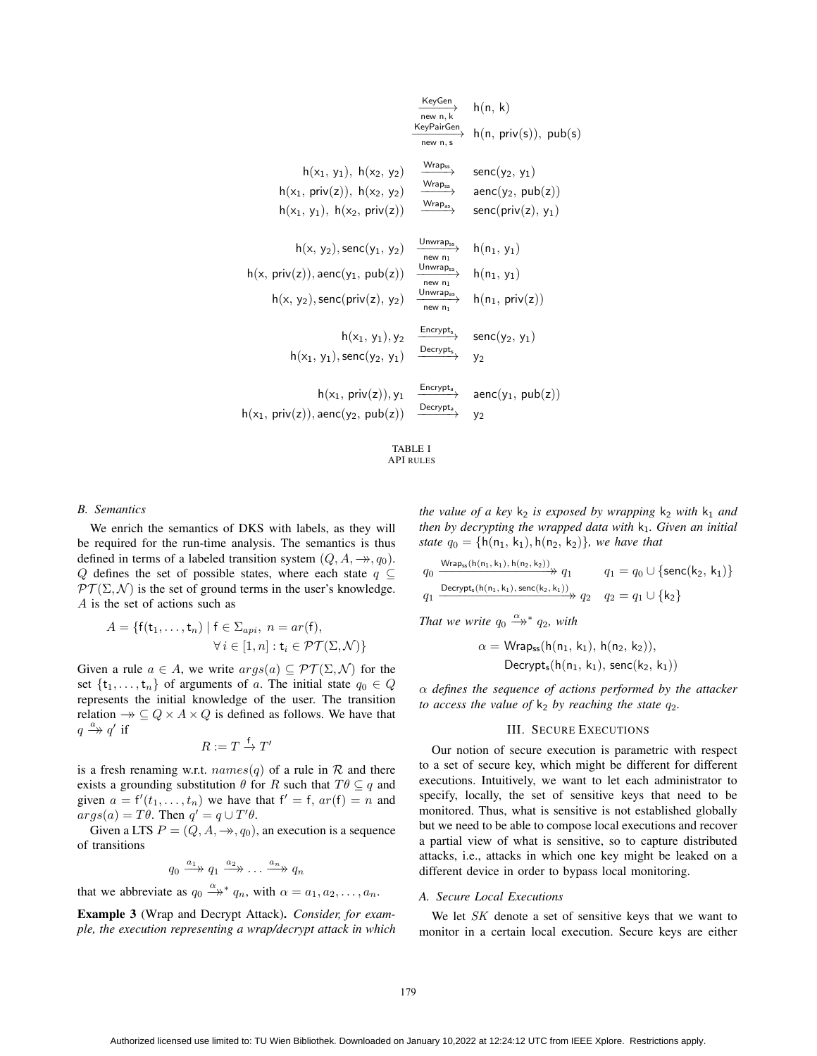$$
\begin{array}{rcl}
 & \xrightarrow[\text{new n, k}]{\text{KeyGen}} & \mathsf{h(n,\ k)} \\
 & \xrightarrow[\text{new n, s}]{\text{KeyPairGen}} & \mathsf{h(n,\ priv(s)),\ pub(s)} \\
\\
\mathsf{h(x_1,\ y_1),\ h(x_2,\ y_2)} & \xrightarrow{\mathsf{Wrap_{ss}}} & \mathsf{senc(y_2,\ y_1)} \\
\mathsf{h(x_1,\ priv(z)),\ h(x_2,\ y_2)} & \xrightarrow{\mathsf{Wrap_{sa}}} & \mathsf{aenc(y_2,\ pub(z))} \\
\mathsf{h(x_1,\ y_1),\ h(x_2,\ priv(z))} & \xrightarrow{\mathsf{Wrap_{as}}} & \mathsf{senc(priv(z),\ y_1)} \\
\\
\mathsf{h(x,\ y_2),senc(y_1,\ y_2)} & \xrightarrow[\text{new } \mathsf{n_1}]{\mathsf{Unwrap_{ss}}} & \mathsf{h(n_1,\ y_1)} \\
\mathsf{h(x,\ priv(z)),aenc(y_1,\ pub(z))} & \xrightarrow[\text{new } \mathsf{n_1}]{\mathsf{Unwrap_{sa}}} & \mathsf{h(n_1,\ y_1)} \\
\mathsf{h(x,\ y_2),senc(priv(z),\ y_2)} & \xrightarrow[\text{new } \mathsf{n_1}]{\mathsf{Unwrap_{as}}} & \mathsf{h(n_1,\ priv(z))} \\
\\
\mathsf{h(x_1,\ y_1),y_2} & \xrightarrow{\mathsf{Encrypt_s}} & \mathsf{senc(y_2,\ y_1)} \\
\mathsf{h(x_1,\ y_1),senc(y_2,\ y_1)} & \xrightarrow{\mathsf{Decrypt_s}} & \mathsf{y_2} \\
\\
\mathsf{h(x_1,\ priv(z)),y_1} & \xrightarrow{\mathsf{Encrypt_a}} & \mathsf{aenc(y_1,\ pub(z))} \\
\mathsf{h(x_1,\ priv(z)),aenc(y_2,\ pub(z))} & \xrightarrow{\mathsf{Decrypt_a}} & \mathsf{y_2}
\end{array}
$$

TABLE I
API RULES

### B. Semantics

We enrich the semantics of DKS with labels, as they will be required for the run-time analysis. The semantics is thus defined in terms of a labeled transition system $(Q, A, \twoheadrightarrow, q_0)$. $Q$ defines the set of possible states, where each state $q \subseteq \mathcal{PT}(\Sigma, \mathcal{N})$ is the set of ground terms in the user's knowledge. $A$ is the set of actions such as

$$A = \{\mathsf{f}(\mathsf{t}_1, \ldots, \mathsf{t}_n) \mid \mathsf{f} \in \Sigma_{api},\ n = ar(\mathsf{f}),\ \forall\, i \in [1, n] : \mathsf{t}_i \in \mathcal{PT}(\Sigma, \mathcal{N})\}$$

Given a rule $a \in A$, we write $args(a) \subseteq \mathcal{PT}(\Sigma, \mathcal{N})$ for the set $\{\mathsf{t}_1, \ldots, \mathsf{t}_n\}$ of arguments of $a$. The initial state $q_0 \in Q$ represents the initial knowledge of the user. The transition relation $\twoheadrightarrow \subseteq Q \times A \times Q$ is defined as follows. We have that $q \xrightarrow{a}\!\!\!\!\rightarrow q'$ if

$$R := T \xrightarrow{\mathsf{f}} T'$$

is a fresh renaming w.r.t. $names(q)$ of a rule in $\mathcal{R}$ and there exists a grounding substitution $\theta$ for $R$ such that $T\theta \subseteq q$ and given $a = \mathsf{f}'(t_1, \ldots, t_n)$ we have that $\mathsf{f}' = \mathsf{f}$, $ar(\mathsf{f}) = n$ and $args(a) = T\theta$. Then $q' = q \cup T'\theta$.

Given a LTS $P = (Q, A, \twoheadrightarrow, q_0)$, an execution is a sequence of transitions

$$q_0 \xrightarrow{a_1}\!\!\!\!\rightarrow q_1 \xrightarrow{a_2}\!\!\!\!\rightarrow \ldots \xrightarrow{a_n}\!\!\!\!\rightarrow q_n$$

that we abbreviate as $q_0 \xrightarrow{\alpha}\!\!\!\!\rightarrow^* q_n$, with $\alpha = a_1, a_2, \ldots, a_n$.

**Example 3** (Wrap and Decrypt Attack). *Consider, for example, the execution representing a wrap/decrypt attack in which the value of a key $\mathsf{k}_2$ is exposed by wrapping $\mathsf{k}_2$ with $\mathsf{k}_1$ and then by decrypting the wrapped data with $\mathsf{k}_1$. Given an initial state $q_0 = \{\mathsf{h}(\mathsf{n}_1, \mathsf{k}_1), \mathsf{h}(\mathsf{n}_2, \mathsf{k}_2)\}$, we have that*

$$q_0 \xrightarrow{\mathsf{Wrap_{ss}}(\mathsf{h}(\mathsf{n}_1, \mathsf{k}_1), \mathsf{h}(\mathsf{n}_2, \mathsf{k}_2))}\!\!\!\!\rightarrow q_1 \qquad q_1 = q_0 \cup \{\mathsf{senc}(\mathsf{k}_2, \mathsf{k}_1)\}$$

$$q_1 \xrightarrow{\mathsf{Decrypt_s}(\mathsf{h}(\mathsf{n}_1, \mathsf{k}_1), \mathsf{senc}(\mathsf{k}_2, \mathsf{k}_1))}\!\!\!\!\rightarrow q_2 \quad q_2 = q_1 \cup \{\mathsf{k}_2\}$$

*That we write $q_0 \xrightarrow{\alpha}\!\!\!\!\rightarrow^* q_2$, with*

$$\alpha = \mathsf{Wrap_{ss}}(\mathsf{h}(\mathsf{n}_1,\ \mathsf{k}_1),\ \mathsf{h}(\mathsf{n}_2,\ \mathsf{k}_2)),\ \mathsf{Decrypt_s}(\mathsf{h}(\mathsf{n}_1,\ \mathsf{k}_1),\ \mathsf{senc}(\mathsf{k}_2,\ \mathsf{k}_1))$$

*$\alpha$ defines the sequence of actions performed by the attacker to access the value of $\mathsf{k}_2$ by reaching the state $q_2$.*

## III. Secure Executions

Our notion of secure execution is parametric with respect to a set of secure key, which might be different for different executions. Intuitively, we want to let each administrator to specify, locally, the set of sensitive keys that need to be monitored. Thus, what is sensitive is not established globally but we need to be able to compose local executions and recover a partial view of what is sensitive, so to capture distributed attacks, i.e., attacks in which one key might be leaked on a different device in order to bypass local monitoring.

### A. Secure Local Executions

We let $SK$ denote a set of sensitive keys that we want to monitor in a certain local execution. Secure keys are either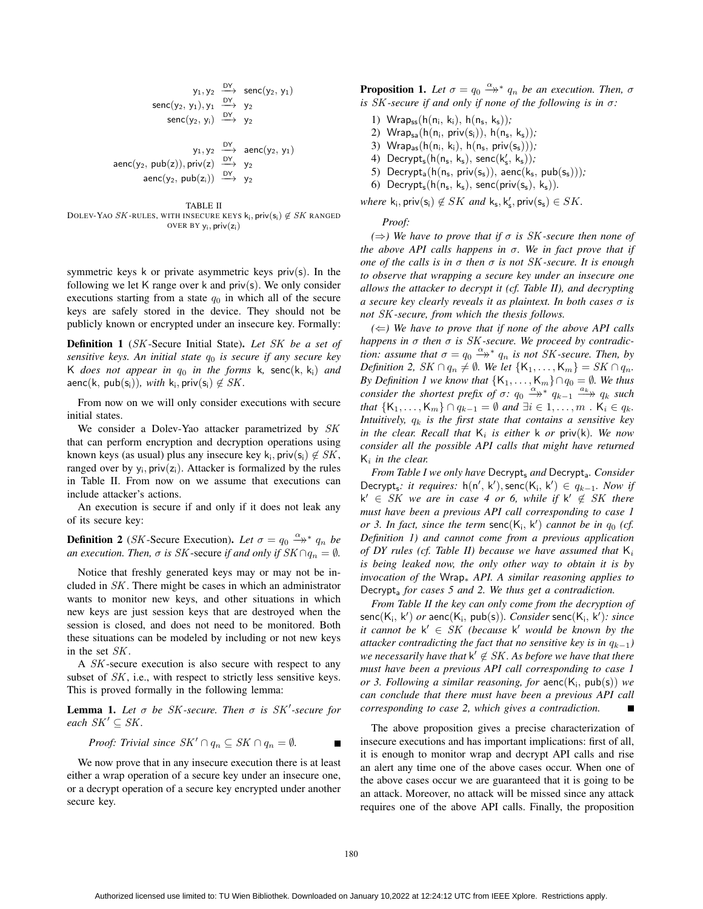$$\mathsf{y_1, y_2} \xrightarrow{\mathsf{DY}} \mathsf{senc(y_2,\, y_1)}$$
$$\mathsf{senc(y_2,\, y_1), y_1} \xrightarrow{\mathsf{DY}} \mathsf{y_2}$$
$$\mathsf{senc(y_2,\, y_i)} \xrightarrow{\mathsf{DY}} \mathsf{y_2}$$

$$\mathsf{y_1, y_2} \xrightarrow{\mathsf{DY}} \mathsf{aenc(y_2,\, y_1)}$$
$$\mathsf{aenc(y_2,\, pub(z)), priv(z)} \xrightarrow{\mathsf{DY}} \mathsf{y_2}$$
$$\mathsf{aenc(y_2,\, pub(z_i))} \xrightarrow{\mathsf{DY}} \mathsf{y_2}$$

TABLE II
DOLEV-YAO $SK$-RULES, WITH INSECURE KEYS $\mathsf{k_i}, \mathsf{priv(s_i)} \notin SK$ RANGED OVER BY $\mathsf{y_i}, \mathsf{priv(z_i)}$

symmetric keys k or private asymmetric keys priv(s). In the following we let K range over k and priv(s). We only consider executions starting from a state $q_0$ in which all of the secure keys are safely stored in the device. They should not be publicly known or encrypted under an insecure key. Formally:

**Definition 1** ($SK$-Secure Initial State). *Let $SK$ be a set of sensitive keys. An initial state $q_0$ is secure if any secure key* K *does not appear in $q_0$ in the forms* k, $\mathsf{senc(k, k_i)}$ *and* $\mathsf{aenc(k, pub(s_i))}$*, with* $\mathsf{k_i}, \mathsf{priv(s_i)} \notin SK$.

From now on we will only consider executions with secure initial states.

We consider a Dolev-Yao attacker parametrized by $SK$ that can perform encryption and decryption operations using known keys (as usual) plus any insecure key $\mathsf{k_i}, \mathsf{priv(s_i)} \notin SK$, ranged over by $\mathsf{y_i}, \mathsf{priv(z_i)}$. Attacker is formalized by the rules in Table II. From now on we assume that executions can include attacker's actions.

An execution is secure if and only if it does not leak any of its secure key:

**Definition 2** ($SK$-Secure Execution). *Let $\sigma = q_0 \xrightarrow{\alpha}\!\!\!\!\rightarrow^* q_n$ be an execution. Then, $\sigma$ is $SK$-secure if and only if $SK \cap q_n = \emptyset$.*

Notice that freshly generated keys may or may not be included in $SK$. There might be cases in which an administrator wants to monitor new keys, and other situations in which new keys are just session keys that are destroyed when the session is closed, and does not need to be monitored. Both these situations can be modeled by including or not new keys in the set $SK$.

A $SK$-secure execution is also secure with respect to any subset of $SK$, i.e., with respect to strictly less sensitive keys. This is proved formally in the following lemma:

**Lemma 1.** *Let $\sigma$ be $SK$-secure. Then $\sigma$ is $SK'$-secure for each $SK' \subseteq SK$.*

*Proof: Trivial since $SK' \cap q_n \subseteq SK \cap q_n = \emptyset$.* ∎

We now prove that in any insecure execution there is at least either a wrap operation of a secure key under an insecure one, or a decrypt operation of a secure key encrypted under another secure key.

**Proposition 1.** *Let $\sigma = q_0 \xrightarrow{\alpha}\!\!\!\!\rightarrow^* q_n$ be an execution. Then, $\sigma$ is $SK$-secure if and only if none of the following is in $\sigma$:*

1) $\mathsf{Wrap_{ss}(h(n_i,\, k_i),\, h(n_s,\, k_s))}$;
2) $\mathsf{Wrap_{sa}(h(n_i,\, priv(s_i)),\, h(n_s,\, k_s))}$;
3) $\mathsf{Wrap_{as}(h(n_i,\, k_i),\, h(n_s,\, priv(s_s)))}$;
4) $\mathsf{Decrypt_s(h(n_s,\, k_s),\, senc(k'_s,\, k_s))}$;
5) $\mathsf{Decrypt_a(h(n_s,\, priv(s_s)),\, aenc(k_s,\, pub(s_s)))}$;
6) $\mathsf{Decrypt_s(h(n_s,\, k_s),\, senc(priv(s_s),\, k_s))}$.

*where* $\mathsf{k_i}, \mathsf{priv(s_i)} \notin SK$ *and* $\mathsf{k_s}, \mathsf{k'_s}, \mathsf{priv(s_s)} \in SK$.

*Proof:*

*(⇒) We have to prove that if $\sigma$ is $SK$-secure then none of the above API calls happens in $\sigma$. We in fact prove that if one of the calls is in $\sigma$ then $\sigma$ is not $SK$-secure. It is enough to observe that wrapping a secure key under an insecure one allows the attacker to decrypt it (cf. Table II), and decrypting a secure key clearly reveals it as plaintext. In both cases $\sigma$ is not $SK$-secure, from which the thesis follows.*

*(⇐) We have to prove that if none of the above API calls happens in $\sigma$ then $\sigma$ is $SK$-secure. We proceed by contradiction: assume that $\sigma = q_0 \xrightarrow{\alpha}\!\!\!\!\rightarrow^* q_n$ is not $SK$-secure. Then, by Definition 2, $SK \cap q_n \neq \emptyset$. We let $\{\mathsf{K}_1, \ldots, \mathsf{K}_m\} = SK \cap q_n$. By Definition 1 we know that $\{\mathsf{K}_1, \ldots, \mathsf{K}_m\} \cap q_0 = \emptyset$. We thus consider the shortest prefix of $\sigma$: $q_0 \xrightarrow{\alpha}\!\!\!\!\rightarrow^* q_{k-1} \xrightarrow{a_k}\!\!\!\!\rightarrow q_k$ such that $\{\mathsf{K}_1, \ldots, \mathsf{K}_m\} \cap q_{k-1} = \emptyset$ and $\exists i \in 1, \ldots, m \,.\, \mathsf{K}_i \in q_k$. Intuitively, $q_k$ is the first state that contains a sensitive key in the clear. Recall that $\mathsf{K}_i$ is either* k *or* priv(k)*. We now consider all the possible API calls that might have returned $\mathsf{K}_i$ in the clear.*

*From Table I we only have $\mathsf{Decrypt_s}$ and $\mathsf{Decrypt_a}$. Consider $\mathsf{Decrypt_s}$: it requires: $\mathsf{h(n',\, k'), senc(K_i,\, k')} \in q_{k-1}$. Now if $\mathsf{k'} \in SK$ we are in case 4 or 6, while if $\mathsf{k'} \notin SK$ there must have been a previous API call corresponding to case 1 or 3. In fact, since the term $\mathsf{senc(K_i,\, k')}$ cannot be in $q_0$ (cf. Definition 1) and cannot come from a previous application of DY rules (cf. Table II) because we have assumed that $\mathsf{K}_i$ is being leaked now, the only other way to obtain it is by invocation of the $\mathsf{Wrap}_*$ API. A similar reasoning applies to $\mathsf{Decrypt_a}$ for cases 5 and 2. We thus get a contradiction.*

*From Table II the key can only come from the decryption of $\mathsf{senc(K_i,\, k')}$ or $\mathsf{aenc(K_i,\, pub(s))}$. Consider $\mathsf{senc(K_i,\, k')}$: since it cannot be $\mathsf{k'} \in SK$ (because $\mathsf{k'}$ would be known by the attacker contradicting the fact that no sensitive key is in $q_{k-1}$) we necessarily have that $\mathsf{k'} \notin SK$. As before we have that there must have been a previous API call corresponding to case 1 or 3. Following a similar reasoning, for $\mathsf{aenc(K_i,\, pub(s))}$ we can conclude that there must have been a previous API call corresponding to case 2, which gives a contradiction.* ∎

The above proposition gives a precise characterization of insecure executions and has important implications: first of all, it is enough to monitor wrap and decrypt API calls and rise an alert any time one of the above cases occur. When one of the above cases occur we are guaranteed that it is going to be an attack. Moreover, no attack will be missed since any attack requires one of the above API calls. Finally, the proposition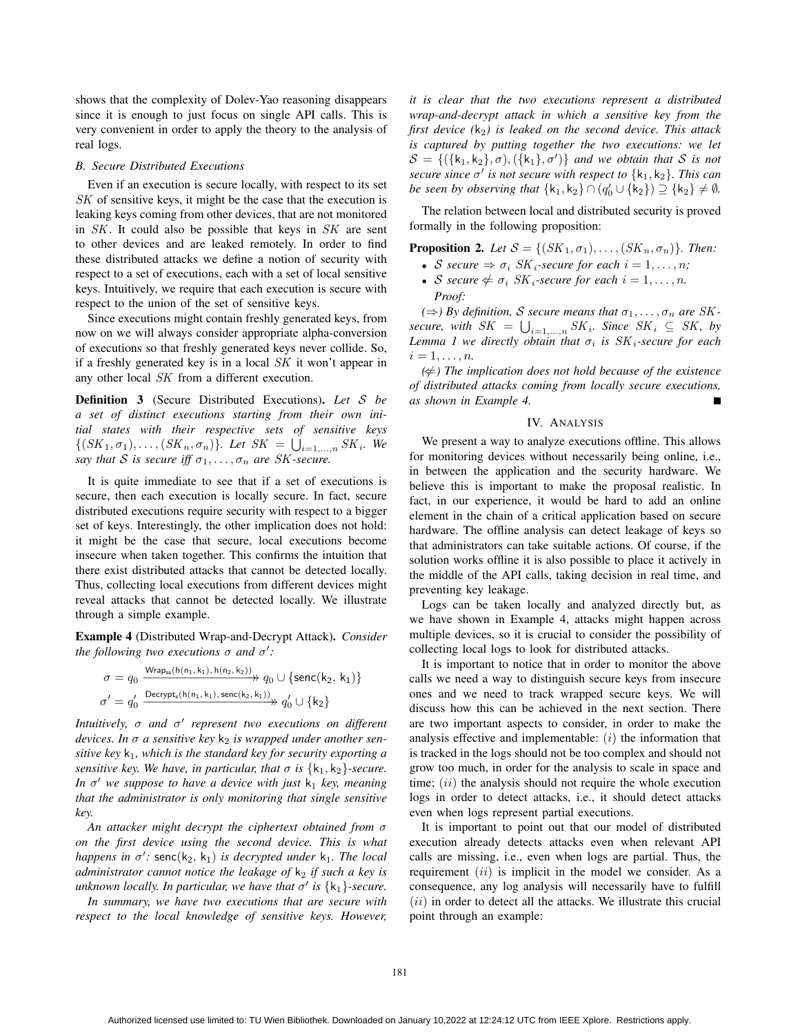shows that the complexity of Dolev-Yao reasoning disappears since it is enough to just focus on single API calls. This is very convenient in order to apply the theory to the analysis of real logs.

### B. Secure Distributed Executions

Even if an execution is secure locally, with respect to its set $SK$ of sensitive keys, it might be the case that the execution is leaking keys coming from other devices, that are not monitored in $SK$. It could also be possible that keys in $SK$ are sent to other devices and are leaked remotely. In order to find these distributed attacks we define a notion of security with respect to a set of executions, each with a set of local sensitive keys. Intuitively, we require that each execution is secure with respect to the union of the set of sensitive keys.

Since executions might contain freshly generated keys, from now on we will always consider appropriate alpha-conversion of executions so that freshly generated keys never collide. So, if a freshly generated key is in a local $SK$ it won't appear in any other local $SK$ from a different execution.

**Definition 3** (Secure Distributed Executions). *Let $\mathcal{S}$ be a set of distinct executions starting from their own initial states with their respective sets of sensitive keys $\{(SK_1, \sigma_1), \ldots, (SK_n, \sigma_n)\}$. Let $SK = \bigcup_{i=1,\ldots,n} SK_i$. We say that $\mathcal{S}$ is secure iff $\sigma_1, \ldots, \sigma_n$ are $SK$-secure.*

It is quite immediate to see that if a set of executions is secure, then each execution is locally secure. In fact, secure distributed executions require security with respect to a bigger set of keys. Interestingly, the other implication does not hold: it might be the case that secure, local executions become insecure when taken together. This confirms the intuition that there exist distributed attacks that cannot be detected locally. Thus, collecting local executions from different devices might reveal attacks that cannot be detected locally. We illustrate through a simple example.

**Example 4** (Distributed Wrap-and-Decrypt Attack). *Consider the following two executions $\sigma$ and $\sigma'$:*

$$\sigma = q_0 \xrightarrow{\mathsf{Wrap_{ss}}(\mathsf{h}(\mathsf{n}_1,\mathsf{k}_1),\mathsf{h}(\mathsf{n}_2,\mathsf{k}_2))} q_0 \cup \{\mathsf{senc}(\mathsf{k}_2, \mathsf{k}_1)\}$$

$$\sigma' = q_0' \xrightarrow{\mathsf{Decrypt_s}(\mathsf{h}(\mathsf{n}_1,\mathsf{k}_1),\mathsf{senc}(\mathsf{k}_2,\mathsf{k}_1))} q_0' \cup \{\mathsf{k}_2\}$$

*Intuitively, $\sigma$ and $\sigma'$ represent two executions on different devices. In $\sigma$ a sensitive key $\mathsf{k}_2$ is wrapped under another sensitive key $\mathsf{k}_1$, which is the standard key for security exporting a sensitive key. We have, in particular, that $\sigma$ is $\{\mathsf{k}_1, \mathsf{k}_2\}$-secure. In $\sigma'$ we suppose to have a device with just $\mathsf{k}_1$ key, meaning that the administrator is only monitoring that single sensitive key.*

*An attacker might decrypt the ciphertext obtained from $\sigma$ on the first device using the second device. This is what happens in $\sigma'$: $\mathsf{senc}(\mathsf{k}_2, \mathsf{k}_1)$ is decrypted under $\mathsf{k}_1$. The local administrator cannot notice the leakage of $\mathsf{k}_2$ if such a key is unknown locally. In particular, we have that $\sigma'$ is $\{\mathsf{k}_1\}$-secure.*

*In summary, we have two executions that are secure with respect to the local knowledge of sensitive keys. However, it is clear that the two executions represent a distributed wrap-and-decrypt attack in which a sensitive key from the first device ($\mathsf{k}_2$) is leaked on the second device. This attack is captured by putting together the two executions: we let $\mathcal{S} = \{(\{\mathsf{k}_1, \mathsf{k}_2\}, \sigma), (\{\mathsf{k}_1\}, \sigma')\}$ and we obtain that $\mathcal{S}$ is not secure since $\sigma'$ is not secure with respect to $\{\mathsf{k}_1, \mathsf{k}_2\}$. This can be seen by observing that $\{\mathsf{k}_1, \mathsf{k}_2\} \cap (q_0' \cup \{\mathsf{k}_2\}) \supseteq \{\mathsf{k}_2\} \neq \emptyset$.*

The relation between local and distributed security is proved formally in the following proposition:

**Proposition 2.** *Let $\mathcal{S} = \{(SK_1, \sigma_1), \ldots, (SK_n, \sigma_n)\}$. Then:*

- *$\mathcal{S}$ secure $\Rightarrow$ $\sigma_i$ $SK_i$-secure for each $i = 1, \ldots, n$;*
- *$\mathcal{S}$ secure $\not\Leftarrow$ $\sigma_i$ $SK_i$-secure for each $i = 1, \ldots, n$.*

*Proof:*

*($\Rightarrow$) By definition, $\mathcal{S}$ secure means that $\sigma_1, \ldots, \sigma_n$ are $SK$-secure, with $SK = \bigcup_{i=1,\ldots,n} SK_i$. Since $SK_i \subseteq SK$, by Lemma 1 we directly obtain that $\sigma_i$ is $SK_i$-secure for each $i = 1, \ldots, n$.*

*($\not\Leftarrow$) The implication does not hold because of the existence of distributed attacks coming from locally secure executions, as shown in Example 4.* ∎

## IV. Analysis

We present a way to analyze executions offline. This allows for monitoring devices without necessarily being online, i.e., in between the application and the security hardware. We believe this is important to make the proposal realistic. In fact, in our experience, it would be hard to add an online element in the chain of a critical application based on secure hardware. The offline analysis can detect leakage of keys so that administrators can take suitable actions. Of course, if the solution works offline it is also possible to place it actively in the middle of the API calls, taking decision in real time, and preventing key leakage.

Logs can be taken locally and analyzed directly but, as we have shown in Example 4, attacks might happen across multiple devices, so it is crucial to consider the possibility of collecting local logs to look for distributed attacks.

It is important to notice that in order to monitor the above calls we need a way to distinguish secure keys from insecure ones and we need to track wrapped secure keys. We will discuss how this can be achieved in the next section. There are two important aspects to consider, in order to make the analysis effective and implementable: $(i)$ the information that is tracked in the logs should not be too complex and should not grow too much, in order for the analysis to scale in space and time; $(ii)$ the analysis should not require the whole execution logs in order to detect attacks, i.e., it should detect attacks even when logs represent partial executions.

It is important to point out that our model of distributed execution already detects attacks even when relevant API calls are missing, i.e., even when logs are partial. Thus, the requirement $(ii)$ is implicit in the model we consider. As a consequence, any log analysis will necessarily have to fulfill $(ii)$ in order to detect all the attacks. We illustrate this crucial point through an example: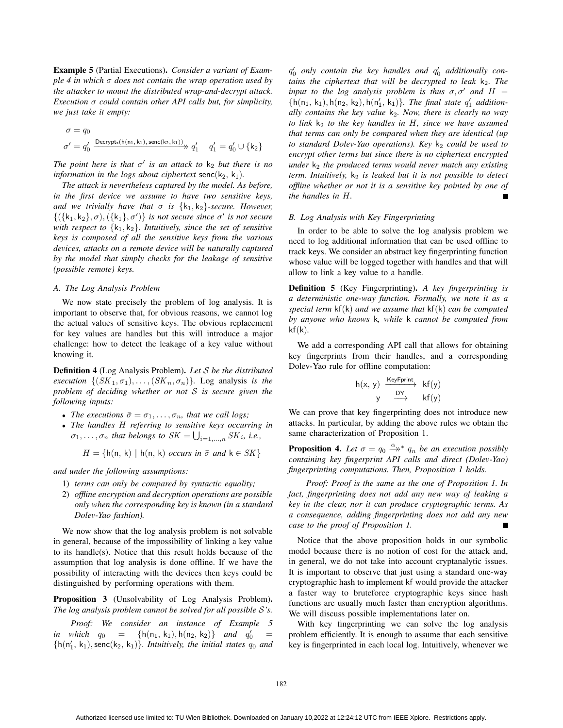**Example 5** (Partial Executions). *Consider a variant of Example 4 in which $\sigma$ does not contain the wrap operation used by the attacker to mount the distributed wrap-and-decrypt attack. Execution $\sigma$ could contain other API calls but, for simplicity, we just take it empty:*

$$\sigma = q_0$$

$$\sigma' = q_0' \xrightarrow{\mathsf{Decrypt}_s(\mathsf{h}(\mathsf{n}_1,\,\mathsf{k}_1),\,\mathsf{senc}(\mathsf{k}_2,\,\mathsf{k}_1))} q_1' \quad q_1' = q_0' \cup \{\mathsf{k}_2\}$$

*The point here is that $\sigma'$ is an attack to $\mathsf{k}_2$ but there is no information in the logs about ciphertext $\mathsf{senc}(\mathsf{k}_2, \mathsf{k}_1)$.*

*The attack is nevertheless captured by the model. As before, in the first device we assume to have two sensitive keys, and we trivially have that $\sigma$ is $\{\mathsf{k}_1, \mathsf{k}_2\}$-secure. However, $\{(\{\mathsf{k}_1, \mathsf{k}_2\}, \sigma), (\{\mathsf{k}_1\}, \sigma')\}$ is not secure since $\sigma'$ is not secure with respect to $\{\mathsf{k}_1, \mathsf{k}_2\}$. Intuitively, since the set of sensitive keys is composed of all the sensitive keys from the various devices, attacks on a remote device will be naturally captured by the model that simply checks for the leakage of sensitive (possible remote) keys.*

### A. The Log Analysis Problem

We now state precisely the problem of log analysis. It is important to observe that, for obvious reasons, we cannot log the actual values of sensitive keys. The obvious replacement for key values are handles but this will introduce a major challenge: how to detect the leakage of a key value without knowing it.

**Definition 4** (Log Analysis Problem). *Let $\mathcal{S}$ be the distributed execution $\{(SK_1, \sigma_1), \ldots, (SK_n, \sigma_n)\}$.* Log analysis *is the problem of deciding whether or not $\mathcal{S}$ is secure given the following inputs:*

- *The executions $\bar{\sigma} = \sigma_1, \ldots, \sigma_n$, that we call logs;*
- *The handles $H$ referring to sensitive keys occurring in $\sigma_1, \ldots, \sigma_n$ that belongs to $SK = \bigcup_{i=1,\ldots,n} SK_i$, i.e.,*

$$H = \{\mathsf{h}(\mathsf{n}, \mathsf{k}) \mid \mathsf{h}(\mathsf{n}, \mathsf{k}) \text{ occurs in } \bar{\sigma} \text{ and } \mathsf{k} \in SK\}$$

*and under the following assumptions:*

1) *terms can only be compared by syntactic equality;*
2) *offline encryption and decryption operations are possible only when the corresponding key is known (in a standard Dolev-Yao fashion).*

We now show that the log analysis problem is not solvable in general, because of the impossibility of linking a key value to its handle(s). Notice that this result holds because of the assumption that log analysis is done offline. If we have the possibility of interacting with the devices then keys could be distinguished by performing operations with them.

**Proposition 3** (Unsolvability of Log Analysis Problem). *The log analysis problem cannot be solved for all possible $\mathcal{S}$'s.*

*Proof: We consider an instance of Example 5 in which $q_0 = \{\mathsf{h}(\mathsf{n}_1, \mathsf{k}_1), \mathsf{h}(\mathsf{n}_2, \mathsf{k}_2)\}$ and $q_0' = \{\mathsf{h}(\mathsf{n}_1', \mathsf{k}_1), \mathsf{senc}(\mathsf{k}_2, \mathsf{k}_1)\}$. Intuitively, the initial states $q_0$ and $q_0'$ only contain the key handles and $q_0'$ additionally contains the ciphertext that will be decrypted to leak $\mathsf{k}_2$. The input to the log analysis problem is thus $\sigma, \sigma'$ and $H = \{\mathsf{h}(\mathsf{n}_1, \mathsf{k}_1), \mathsf{h}(\mathsf{n}_2, \mathsf{k}_2), \mathsf{h}(\mathsf{n}_1', \mathsf{k}_1)\}$. The final state $q_1'$ additionally contains the key value $\mathsf{k}_2$. Now, there is clearly no way to link $\mathsf{k}_2$ to the key handles in $H$, since we have assumed that terms can only be compared when they are identical (up to standard Dolev-Yao operations). Key $\mathsf{k}_2$ could be used to encrypt other terms but since there is no ciphertext encrypted under $\mathsf{k}_2$ the produced terms would never match any existing term. Intuitively, $\mathsf{k}_2$ is leaked but it is not possible to detect offline whether or not it is a sensitive key pointed by one of the handles in $H$.* ∎

### B. Log Analysis with Key Fingerprinting

In order to be able to solve the log analysis problem we need to log additional information that can be used offline to track keys. We consider an abstract key fingerprinting function whose value will be logged together with handles and that will allow to link a key value to a handle.

**Definition 5** (Key Fingerprinting). *A key fingerprinting is a deterministic one-way function. Formally, we note it as a special term $\mathsf{kf}(\mathsf{k})$ and we assume that $\mathsf{kf}(\mathsf{k})$ can be computed by anyone who knows $\mathsf{k}$, while $\mathsf{k}$ cannot be computed from $\mathsf{kf}(\mathsf{k})$.*

We add a corresponding API call that allows for obtaining key fingerprints from their handles, and a corresponding Dolev-Yao rule for offline computation:

$$\mathsf{h}(\mathsf{x},\, \mathsf{y}) \xrightarrow{\mathsf{KeyFprint}} \mathsf{kf}(\mathsf{y})$$
$$\mathsf{y} \xrightarrow{\mathsf{DY}} \mathsf{kf}(\mathsf{y})$$

We can prove that key fingerprinting does not introduce new attacks. In particular, by adding the above rules we obtain the same characterization of Proposition 1.

**Proposition 4.** *Let $\sigma = q_0 \xrightarrow{\alpha}\!\!\!\!\twoheadrightarrow^* q_n$ be an execution possibly containing key fingerprint API calls and direct (Dolev-Yao) fingerprinting computations. Then, Proposition 1 holds.*

*Proof: Proof is the same as the one of Proposition 1. In fact, fingerprinting does not add any new way of leaking a key in the clear, nor it can produce cryptographic terms. As a consequence, adding fingerprinting does not add any new case to the proof of Proposition 1.* ∎

Notice that the above proposition holds in our symbolic model because there is no notion of cost for the attack and, in general, we do not take into account cryptanalytic issues. It is important to observe that just using a standard one-way cryptographic hash to implement $\mathsf{kf}$ would provide the attacker a faster way to bruteforce cryptographic keys since hash functions are usually much faster than encryption algorithms. We will discuss possible implementations later on.

With key fingerprinting we can solve the log analysis problem efficiently. It is enough to assume that each sensitive key is fingerprinted in each local log. Intuitively, whenever we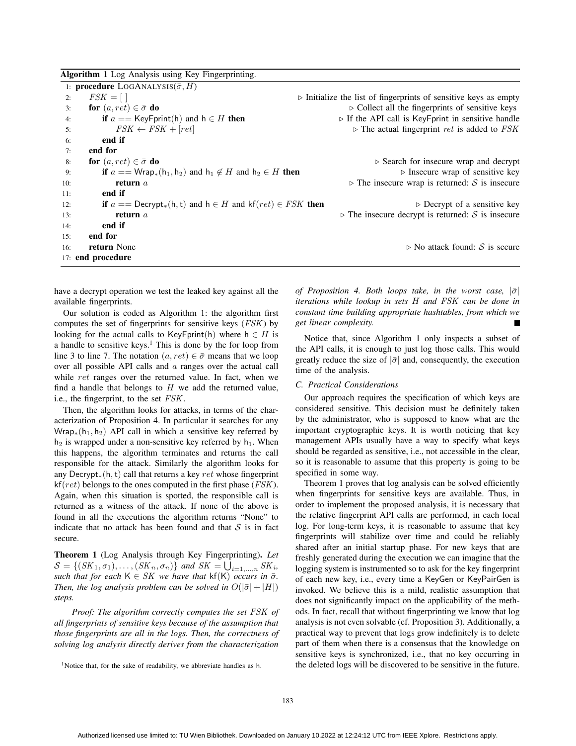**Algorithm 1** Log Analysis using Key Fingerprinting.

```
1:  procedure LOGANALYSIS(σ̄, H)
2:      FSK = [ ]                                   ▷ Initialize the list of fingerprints of sensitive keys as empty
3:      for (a, ret) ∈ σ̄ do                          ▷ Collect all the fingerprints of sensitive keys
4:          if a == KeyFprint(h) and h ∈ H then     ▷ If the API call is KeyFprint in sensitive handle
5:              FSK ← FSK + [ret]                   ▷ The actual fingerprint ret is added to FSK
6:          end if
7:      end for
8:      for (a, ret) ∈ σ̄ do                          ▷ Search for insecure wrap and decrypt
9:          if a == Wrap_*(h1, h2) and h1 ∉ H and h2 ∈ H then    ▷ Insecure wrap of sensitive key
10:             return a                            ▷ The insecure wrap is returned: S is insecure
11:         end if
12:         if a == Decrypt_*(h, t) and h ∈ H and kf(ret) ∈ FSK then   ▷ Decrypt of a sensitive key
13:             return a                            ▷ The insecure decrypt is returned: S is insecure
14:         end if
15:     end for
16:     return None                                 ▷ No attack found: S is secure
17: end procedure
```

have a decrypt operation we test the leaked key against all the available fingerprints.

Our solution is coded as Algorithm 1: the algorithm first computes the set of fingerprints for sensitive keys ($FSK$) by looking for the actual calls to $\mathsf{KeyFprint}(\mathsf{h})$ where $\mathsf{h} \in H$ is a handle to sensitive keys.[1] This is done by the for loop from line 3 to line 7. The notation $(a, ret) \in \bar{\sigma}$ means that we loop over all possible API calls and $a$ ranges over the actual call while $ret$ ranges over the returned value. In fact, when we find a handle that belongs to $H$ we add the returned value, i.e., the fingerprint, to the set $FSK$.

Then, the algorithm looks for attacks, in terms of the characterization of Proposition 4. In particular it searches for any $\mathsf{Wrap}_*(\mathsf{h}_1, \mathsf{h}_2)$ API call in which a sensitive key referred by $\mathsf{h}_2$ is wrapped under a non-sensitive key referred by $\mathsf{h}_1$. When this happens, the algorithm terminates and returns the call responsible for the attack. Similarly the algorithm looks for any $\mathsf{Decrypt}_*(\mathsf{h}, \mathsf{t})$ call that returns a key $ret$ whose fingerprint $\mathsf{kf}(ret)$ belongs to the ones computed in the first phase ($FSK$). Again, when this situation is spotted, the responsible call is returned as a witness of the attack. If none of the above is found in all the executions the algorithm returns "None" to indicate that no attack has been found and that $\mathcal{S}$ is in fact secure.

**Theorem 1** (Log Analysis through Key Fingerprinting). *Let $\mathcal{S} = \{(SK_1, \sigma_1), \ldots, (SK_n, \sigma_n)\}$ and $SK = \bigcup_{i=1,\ldots,n} SK_i$, such that for each $\mathsf{K} \in SK$ we have that $\mathsf{kf}(\mathsf{K})$ occurs in $\bar{\sigma}$. Then, the log analysis problem can be solved in $O(|\bar{\sigma}| + |H|)$ steps.*

*Proof: The algorithm correctly computes the set $FSK$ of all fingerprints of sensitive keys because of the assumption that those fingerprints are all in the logs. Then, the correctness of solving log analysis directly derives from the characterization of Proposition 4. Both loops take, in the worst case, $|\bar{\sigma}|$ iterations while lookup in sets $H$ and $FSK$ can be done in constant time building appropriate hashtables, from which we get linear complexity.* ■

Notice that, since Algorithm 1 only inspects a subset of the API calls, it is enough to just log those calls. This would greatly reduce the size of $|\bar{\sigma}|$ and, consequently, the execution time of the analysis.

### C. Practical Considerations

Our approach requires the specification of which keys are considered sensitive. This decision must be definitely taken by the administrator, who is supposed to know what are the important cryptographic keys. It is worth noticing that key management APIs usually have a way to specify what keys should be regarded as sensitive, i.e., not accessible in the clear, so it is reasonable to assume that this property is going to be specified in some way.

Theorem 1 proves that log analysis can be solved efficiently when fingerprints for sensitive keys are available. Thus, in order to implement the proposed analysis, it is necessary that the relative fingerprint API calls are performed, in each local log. For long-term keys, it is reasonable to assume that key fingerprints will stabilize over time and could be reliably shared after an initial startup phase. For new keys that are freshly generated during the execution we can imagine that the logging system is instrumented so to ask for the key fingerprint of each new key, i.e., every time a KeyGen or KeyPairGen is invoked. We believe this is a mild, realistic assumption that does not significantly impact on the applicability of the methods. In fact, recall that without fingerprinting we know that log analysis is not even solvable (cf. Proposition 3). Additionally, a practical way to prevent that logs grow indefinitely is to delete part of them when there is a consensus that the knowledge on sensitive keys is synchronized, i.e., that no key occurring in the deleted logs will be discovered to be sensitive in the future.

[1] Notice that, for the sake of readability, we abbreviate handles as h.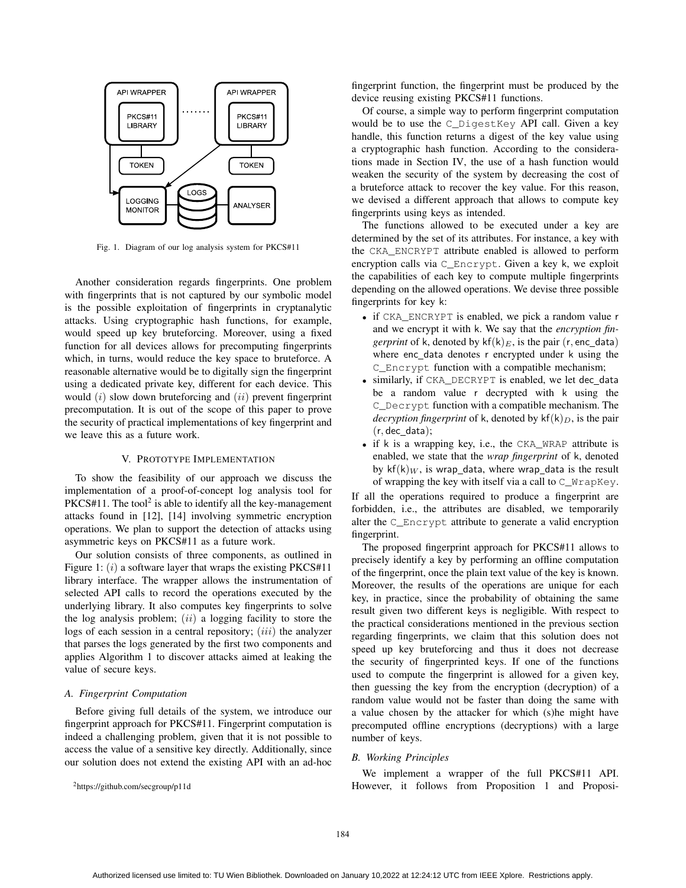API WRAPPER

PKCS#11 LIBRARY

.......

API WRAPPER

PKCS#11 LIBRARY

TOKEN

TOKEN

LOGGING MONITOR

LOGS

ANALYSER

Fig. 1. Diagram of our log analysis system for PKCS#11

Another consideration regards fingerprints. One problem with fingerprints that is not captured by our symbolic model is the possible exploitation of fingerprints in cryptanalytic attacks. Using cryptographic hash functions, for example, would speed up key bruteforcing. Moreover, using a fixed function for all devices allows for precomputing fingerprints which, in turns, would reduce the key space to bruteforce. A reasonable alternative would be to digitally sign the fingerprint using a dedicated private key, different for each device. This would $(i)$ slow down bruteforcing and $(ii)$ prevent fingerprint precomputation. It is out of the scope of this paper to prove the security of practical implementations of key fingerprint and we leave this as a future work.

## V. Prototype Implementation

To show the feasibility of our approach we discuss the implementation of a proof-of-concept log analysis tool for PKCS#11. The tool[2] is able to identify all the key-management attacks found in [12], [14] involving symmetric encryption operations. We plan to support the detection of attacks using asymmetric keys on PKCS#11 as a future work.

Our solution consists of three components, as outlined in Figure 1: $(i)$ a software layer that wraps the existing PKCS#11 library interface. The wrapper allows the instrumentation of selected API calls to record the operations executed by the underlying library. It also computes key fingerprints to solve the log analysis problem; $(ii)$ a logging facility to store the logs of each session in a central repository; $(iii)$ the analyzer that parses the logs generated by the first two components and applies Algorithm 1 to discover attacks aimed at leaking the value of secure keys.

### A. Fingerprint Computation

Before giving full details of the system, we introduce our fingerprint approach for PKCS#11. Fingerprint computation is indeed a challenging problem, given that it is not possible to access the value of a sensitive key directly. Additionally, since our solution does not extend the existing API with an ad-hoc fingerprint function, the fingerprint must be produced by the device reusing existing PKCS#11 functions.

[2]https://github.com/secgroup/p11d

Of course, a simple way to perform fingerprint computation would be to use the `C_DigestKey` API call. Given a key handle, this function returns a digest of the key value using a cryptographic hash function. According to the considerations made in Section IV, the use of a hash function would weaken the security of the system by decreasing the cost of a bruteforce attack to recover the key value. For this reason, we devised a different approach that allows to compute key fingerprints using keys as intended.

The functions allowed to be executed under a key are determined by the set of its attributes. For instance, a key with the `CKA_ENCRYPT` attribute enabled is allowed to perform encryption calls via `C_Encrypt`. Given a key $\mathsf{k}$, we exploit the capabilities of each key to compute multiple fingerprints depending on the allowed operations. We devise three possible fingerprints for key $\mathsf{k}$:

- if `CKA_ENCRYPT` is enabled, we pick a random value $\mathsf{r}$ and we encrypt it with $\mathsf{k}$. We say that the *encryption fingerprint* of $\mathsf{k}$, denoted by $\mathsf{kf}(\mathsf{k})_E$, is the pair $(\mathsf{r}, \mathsf{enc\_data})$ where $\mathsf{enc\_data}$ denotes $\mathsf{r}$ encrypted under $\mathsf{k}$ using the `C_Encrypt` function with a compatible mechanism;
- similarly, if `CKA_DECRYPT` is enabled, we let $\mathsf{dec\_data}$ be a random value $\mathsf{r}$ decrypted with $\mathsf{k}$ using the `C_Decrypt` function with a compatible mechanism. The *decryption fingerprint* of $\mathsf{k}$, denoted by $\mathsf{kf}(\mathsf{k})_D$, is the pair $(\mathsf{r}, \mathsf{dec\_data})$;
- if $\mathsf{k}$ is a wrapping key, i.e., the `CKA_WRAP` attribute is enabled, we state that the *wrap fingerprint* of $\mathsf{k}$, denoted by $\mathsf{kf}(\mathsf{k})_W$, is $\mathsf{wrap\_data}$, where $\mathsf{wrap\_data}$ is the result of wrapping the key with itself via a call to `C_WrapKey`.

If all the operations required to produce a fingerprint are forbidden, i.e., the attributes are disabled, we temporarily alter the `C_Encrypt` attribute to generate a valid encryption fingerprint.

The proposed fingerprint approach for PKCS#11 allows to precisely identify a key by performing an offline computation of the fingerprint, once the plain text value of the key is known. Moreover, the results of the operations are unique for each key, in practice, since the probability of obtaining the same result given two different keys is negligible. With respect to the practical considerations mentioned in the previous section regarding fingerprints, we claim that this solution does not speed up key bruteforcing and thus it does not decrease the security of fingerprinted keys. If one of the functions used to compute the fingerprint is allowed for a given key, then guessing the key from the encryption (decryption) of a random value would not be faster than doing the same with a value chosen by the attacker for which (s)he might have precomputed offline encryptions (decryptions) with a large number of keys.

### B. Working Principles

We implement a wrapper of the full PKCS#11 API. However, it follows from Proposition 1 and Proposi-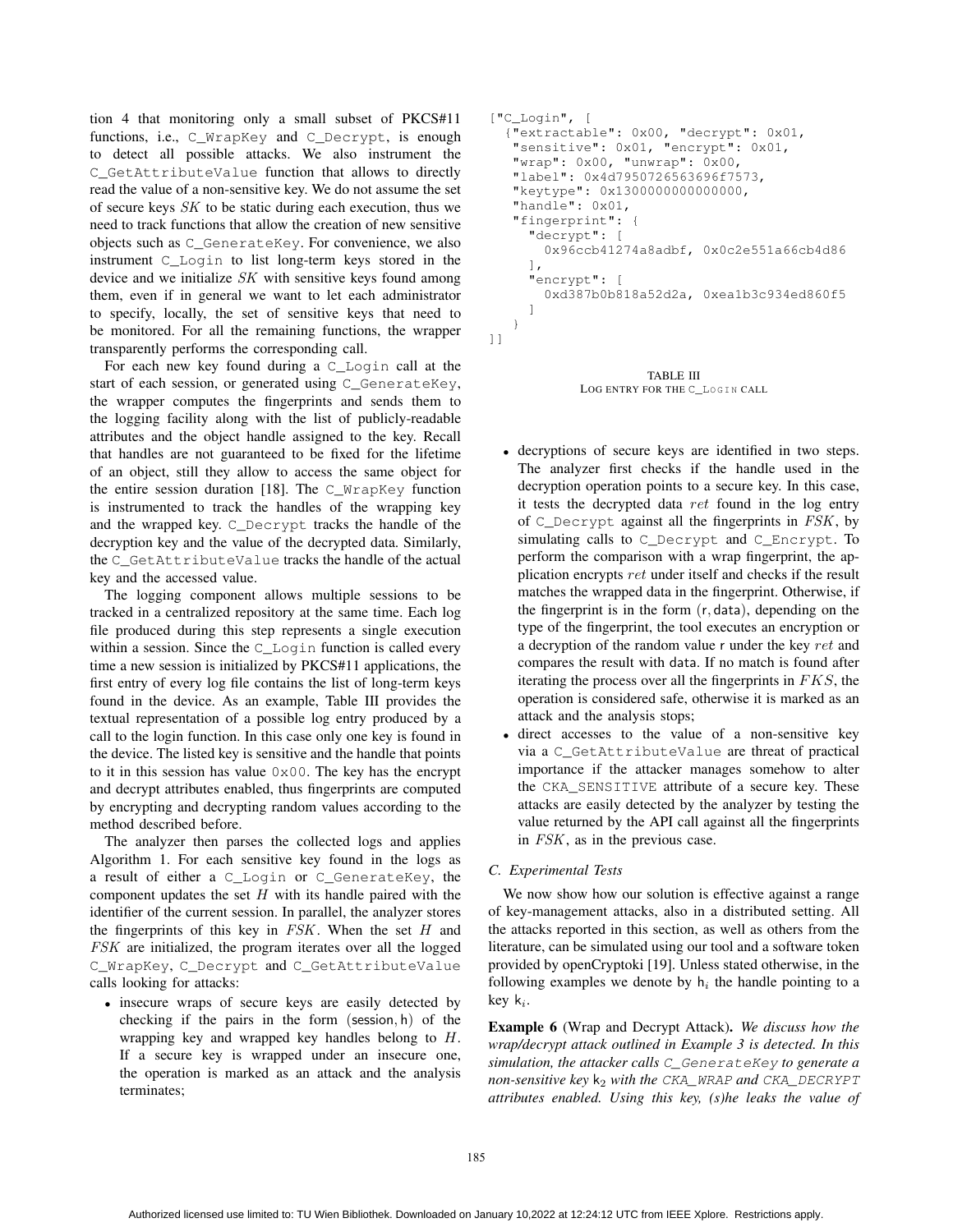tion 4 that monitoring only a small subset of PKCS#11 functions, i.e., C_WrapKey and C_Decrypt, is enough to detect all possible attacks. We also instrument the C_GetAttributeValue function that allows to directly read the value of a non-sensitive key. We do not assume the set of secure keys $SK$ to be static during each execution, thus we need to track functions that allow the creation of new sensitive objects such as C_GenerateKey. For convenience, we also instrument C_Login to list long-term keys stored in the device and we initialize $SK$ with sensitive keys found among them, even if in general we want to let each administrator to specify, locally, the set of sensitive keys that need to be monitored. For all the remaining functions, the wrapper transparently performs the corresponding call.

For each new key found during a C_Login call at the start of each session, or generated using C_GenerateKey, the wrapper computes the fingerprints and sends them to the logging facility along with the list of publicly-readable attributes and the object handle assigned to the key. Recall that handles are not guaranteed to be fixed for the lifetime of an object, still they allow to access the same object for the entire session duration [18]. The C_WrapKey function is instrumented to track the handles of the wrapping key and the wrapped key. C_Decrypt tracks the handle of the decryption key and the value of the decrypted data. Similarly, the C_GetAttributeValue tracks the handle of the actual key and the accessed value.

The logging component allows multiple sessions to be tracked in a centralized repository at the same time. Each log file produced during this step represents a single execution within a session. Since the C_Login function is called every time a new session is initialized by PKCS#11 applications, the first entry of every log file contains the list of long-term keys found in the device. As an example, Table III provides the textual representation of a possible log entry produced by a call to the login function. In this case only one key is found in the device. The listed key is sensitive and the handle that points to it in this session has value 0x00. The key has the encrypt and decrypt attributes enabled, thus fingerprints are computed by encrypting and decrypting random values according to the method described before.

The analyzer then parses the collected logs and applies Algorithm 1. For each sensitive key found in the logs as a result of either a C_Login or C_GenerateKey, the component updates the set $H$ with its handle paired with the identifier of the current session. In parallel, the analyzer stores the fingerprints of this key in $FSK$. When the set $H$ and $FSK$ are initialized, the program iterates over all the logged C_WrapKey, C_Decrypt and C_GetAttributeValue calls looking for attacks:

- insecure wraps of secure keys are easily detected by checking if the pairs in the form $(\mathsf{session}, \mathsf{h})$ of the wrapping key and wrapped key handles belong to $H$. If a secure key is wrapped under an insecure one, the operation is marked as an attack and the analysis terminates;

```
["C_Login", [
  {"extractable": 0x00, "decrypt": 0x01,
   "sensitive": 0x01, "encrypt": 0x01,
   "wrap": 0x00, "unwrap": 0x00,
   "label": 0x4d7950726563696f7573,
   "keytype": 0x1300000000000000,
   "handle": 0x01,
   "fingerprint": {
     "decrypt": [
       0x96ccb41274a8adbf, 0x0c2e551a66cb4d86
     ],
     "encrypt": [
       0xd387b0b818a52d2a, 0xea1b3c934ed860f5
     ]
   }
]]
```

TABLE III
LOG ENTRY FOR THE C_LOGIN CALL

- decryptions of secure keys are identified in two steps. The analyzer first checks if the handle used in the decryption operation points to a secure key. In this case, it tests the decrypted data $ret$ found in the log entry of C_Decrypt against all the fingerprints in $FSK$, by simulating calls to C_Decrypt and C_Encrypt. To perform the comparison with a wrap fingerprint, the application encrypts $ret$ under itself and checks if the result matches the wrapped data in the fingerprint. Otherwise, if the fingerprint is in the form $(\mathsf{r}, \mathsf{data})$, depending on the type of the fingerprint, the tool executes an encryption or a decryption of the random value $\mathsf{r}$ under the key $ret$ and compares the result with $\mathsf{data}$. If no match is found after iterating the process over all the fingerprints in $FKS$, the operation is considered safe, otherwise it is marked as an attack and the analysis stops;
- direct accesses to the value of a non-sensitive key via a C_GetAttributeValue are threat of practical importance if the attacker manages somehow to alter the CKA_SENSITIVE attribute of a secure key. These attacks are easily detected by the analyzer by testing the value returned by the API call against all the fingerprints in $FSK$, as in the previous case.

### C. Experimental Tests

We now show how our solution is effective against a range of key-management attacks, also in a distributed setting. All the attacks reported in this section, as well as others from the literature, can be simulated using our tool and a software token provided by openCryptoki [19]. Unless stated otherwise, in the following examples we denote by $\mathsf{h}_i$ the handle pointing to a key $\mathsf{k}_i$.

**Example 6** (Wrap and Decrypt Attack). *We discuss how the wrap/decrypt attack outlined in Example 3 is detected. In this simulation, the attacker calls C_GenerateKey to generate a non-sensitive key $\mathsf{k}_2$ with the CKA_WRAP and CKA_DECRYPT attributes enabled. Using this key, (s)he leaks the value of*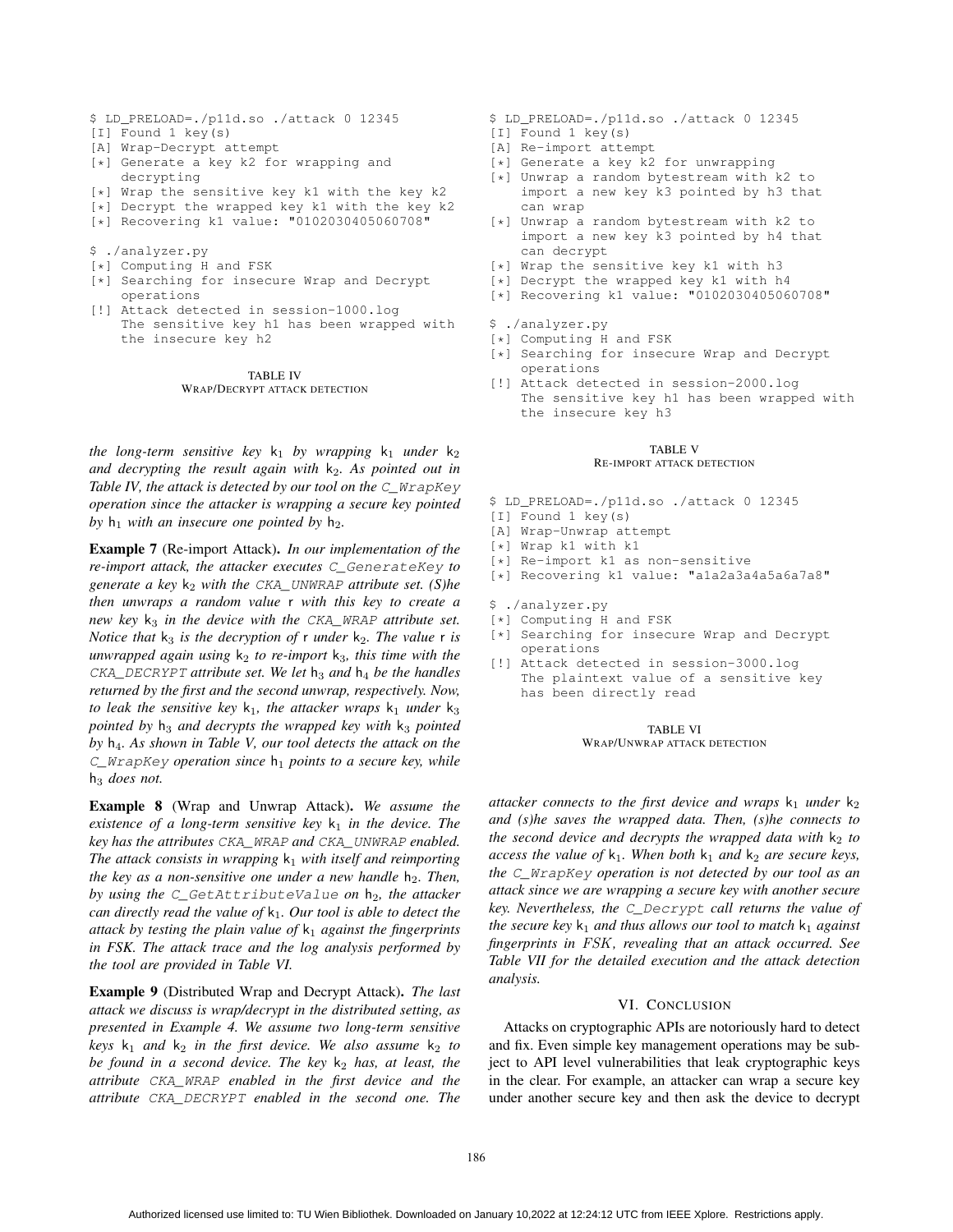```
$ LD_PRELOAD=./p11d.so ./attack 0 12345
[I] Found 1 key(s)
[A] Wrap-Decrypt attempt
[*] Generate a key k2 for wrapping and
    decrypting
[*] Wrap the sensitive key k1 with the key k2
[*] Decrypt the wrapped key k1 with the key k2
[*] Recovering k1 value: "0102030405060708"

$ ./analyzer.py
[*] Computing H and FSK
[*] Searching for insecure Wrap and Decrypt
    operations
[!] Attack detected in session-1000.log
    The sensitive key h1 has been wrapped with
    the insecure key h2
```

TABLE IV
WRAP/DECRYPT ATTACK DETECTION

*the long-term sensitive key $k_1$ by wrapping $k_1$ under $k_2$ and decrypting the result again with $k_2$. As pointed out in Table IV, the attack is detected by our tool on the `C_WrapKey` operation since the attacker is wrapping a secure key pointed by $h_1$ with an insecure one pointed by $h_2$.*

**Example 7** (Re-import Attack)**.** *In our implementation of the re-import attack, the attacker executes `C_GenerateKey` to generate a key $k_2$ with the `CKA_UNWRAP` attribute set. (S)he then unwraps a random value r with this key to create a new key $k_3$ in the device with the `CKA_WRAP` attribute set. Notice that $k_3$ is the decryption of r under $k_2$. The value r is unwrapped again using $k_2$ to re-import $k_3$, this time with the `CKA_DECRYPT` attribute set. We let $h_3$ and $h_4$ be the handles returned by the first and the second unwrap, respectively. Now, to leak the sensitive key $k_1$, the attacker wraps $k_1$ under $k_3$ pointed by $h_3$ and decrypts the wrapped key with $k_3$ pointed by $h_4$. As shown in Table V, our tool detects the attack on the `C_WrapKey` operation since $h_1$ points to a secure key, while $h_3$ does not.*

**Example 8** (Wrap and Unwrap Attack)**.** *We assume the existence of a long-term sensitive key $k_1$ in the device. The key has the attributes `CKA_WRAP` and `CKA_UNWRAP` enabled. The attack consists in wrapping $k_1$ with itself and reimporting the key as a non-sensitive one under a new handle $h_2$. Then, by using the `C_GetAttributeValue` on $h_2$, the attacker can directly read the value of $k_1$. Our tool is able to detect the attack by testing the plain value of $k_1$ against the fingerprints in FSK. The attack trace and the log analysis performed by the tool are provided in Table VI.*

**Example 9** (Distributed Wrap and Decrypt Attack)**.** *The last attack we discuss is wrap/decrypt in the distributed setting, as presented in Example 4. We assume two long-term sensitive keys $k_1$ and $k_2$ in the first device. We also assume $k_2$ to be found in a second device. The key $k_2$ has, at least, the attribute `CKA_WRAP` enabled in the first device and the attribute `CKA_DECRYPT` enabled in the second one. The*

```
$ LD_PRELOAD=./p11d.so ./attack 0 12345
[I] Found 1 key(s)
[A] Re-import attempt
[*] Generate a key k2 for unwrapping
[*] Unwrap a random bytestream with k2 to
    import a new key k3 pointed by h3 that
    can wrap
[*] Unwrap a random bytestream with k2 to
    import a new key k3 pointed by h4 that
    can decrypt
[*] Wrap the sensitive key k1 with h3
[*] Decrypt the wrapped key k1 with h4
[*] Recovering k1 value: "0102030405060708"

$ ./analyzer.py
[*] Computing H and FSK
[*] Searching for insecure Wrap and Decrypt
    operations
[!] Attack detected in session-2000.log
    The sensitive key h1 has been wrapped with
    the insecure key h3
```

TABLE V
RE-IMPORT ATTACK DETECTION

```
$ LD_PRELOAD=./p11d.so ./attack 0 12345
[I] Found 1 key(s)
[A] Wrap-Unwrap attempt
[*] Wrap k1 with k1
[*] Re-import k1 as non-sensitive
[*] Recovering k1 value: "a1a2a3a4a5a6a7a8"

$ ./analyzer.py
[*] Computing H and FSK
[*] Searching for insecure Wrap and Decrypt
    operations
[!] Attack detected in session-3000.log
    The plaintext value of a sensitive key
    has been directly read
```

TABLE VI
WRAP/UNWRAP ATTACK DETECTION

*attacker connects to the first device and wraps $k_1$ under $k_2$ and (s)he saves the wrapped data. Then, (s)he connects to the second device and decrypts the wrapped data with $k_2$ to access the value of $k_1$. When both $k_1$ and $k_2$ are secure keys, the `C_WrapKey` operation is not detected by our tool as an attack since we are wrapping a secure key with another secure key. Nevertheless, the `C_Decrypt` call returns the value of the secure key $k_1$ and thus allows our tool to match $k_1$ against fingerprints in FSK, revealing that an attack occurred. See Table VII for the detailed execution and the attack detection analysis.*

## VI. CONCLUSION

Attacks on cryptographic APIs are notoriously hard to detect and fix. Even simple key management operations may be subject to API level vulnerabilities that leak cryptographic keys in the clear. For example, an attacker can wrap a secure key under another secure key and then ask the device to decrypt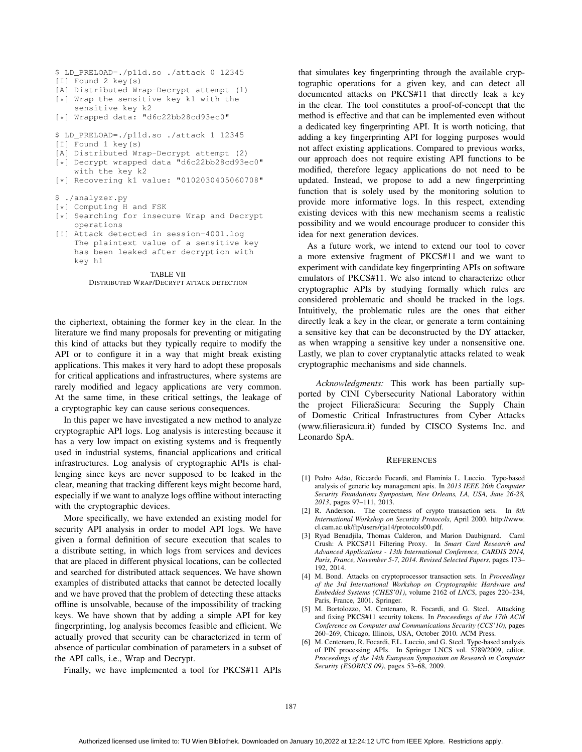```
$ LD_PRELOAD=./p11d.so ./attack 0 12345
[I] Found 2 key(s)
[A] Distributed Wrap-Decrypt attempt (1)
[*] Wrap the sensitive key k1 with the
    sensitive key k2
[*] Wrapped data: "d6c22bb28cd93ec0"

$ LD_PRELOAD=./p11d.so ./attack 1 12345
[I] Found 1 key(s)
[A] Distributed Wrap-Decrypt attempt (2)
[*] Decrypt wrapped data "d6c22bb28cd93ec0"
    with the key k2
[*] Recovering k1 value: "0102030405060708"

$ ./analyzer.py
[*] Computing H and FSK
[*] Searching for insecure Wrap and Decrypt
    operations
[!] Attack detected in session-4001.log
    The plaintext value of a sensitive key
    has been leaked after decryption with
    key h1
```

TABLE VII
DISTRIBUTED WRAP/DECRYPT ATTACK DETECTION

the ciphertext, obtaining the former key in the clear. In the literature we find many proposals for preventing or mitigating this kind of attacks but they typically require to modify the API or to configure it in a way that might break existing applications. This makes it very hard to adopt these proposals for critical applications and infrastructures, where systems are rarely modified and legacy applications are very common. At the same time, in these critical settings, the leakage of a cryptographic key can cause serious consequences.

In this paper we have investigated a new method to analyze cryptographic API logs. Log analysis is interesting because it has a very low impact on existing systems and is frequently used in industrial systems, financial applications and critical infrastructures. Log analysis of cryptographic APIs is challenging since keys are never supposed to be leaked in the clear, meaning that tracking different keys might become hard, especially if we want to analyze logs offline without interacting with the cryptographic devices.

More specifically, we have extended an existing model for security API analysis in order to model API logs. We have given a formal definition of secure execution that scales to a distribute setting, in which logs from services and devices that are placed in different physical locations, can be collected and searched for distributed attack sequences. We have shown examples of distributed attacks that cannot be detected locally and we have proved that the problem of detecting these attacks offline is unsolvable, because of the impossibility of tracking keys. We have shown that by adding a simple API for key fingerprinting, log analysis becomes feasible and efficient. We actually proved that security can be characterized in term of absence of particular combination of parameters in a subset of the API calls, i.e., Wrap and Decrypt.

Finally, we have implemented a tool for PKCS#11 APIs that simulates key fingerprinting through the available cryptographic operations for a given key, and can detect all documented attacks on PKCS#11 that directly leak a key in the clear. The tool constitutes a proof-of-concept that the method is effective and that can be implemented even without a dedicated key fingerprinting API. It is worth noticing, that adding a key fingerprinting API for logging purposes would not affect existing applications. Compared to previous works, our approach does not require existing API functions to be modified, therefore legacy applications do not need to be updated. Instead, we propose to add a new fingerprinting function that is solely used by the monitoring solution to provide more informative logs. In this respect, extending existing devices with this new mechanism seems a realistic possibility and we would encourage producer to consider this idea for next generation devices.

As a future work, we intend to extend our tool to cover a more extensive fragment of PKCS#11 and we want to experiment with candidate key fingerprinting APIs on software emulators of PKCS#11. We also intend to characterize other cryptographic APIs by studying formally which rules are considered problematic and should be tracked in the logs. Intuitively, the problematic rules are the ones that either directly leak a key in the clear, or generate a term containing a sensitive key that can be deconstructed by the DY attacker, as when wrapping a sensitive key under a nonsensitive one. Lastly, we plan to cover cryptanalytic attacks related to weak cryptographic mechanisms and side channels.

*Acknowledgments:* This work has been partially supported by CINI Cybersecurity National Laboratory within the project FilieraSicura: Securing the Supply Chain of Domestic Critical Infrastructures from Cyber Attacks (www.filierasicura.it) funded by CISCO Systems Inc. and Leonardo SpA.

## REFERENCES

[1] Pedro Adão, Riccardo Focardi, and Flaminia L. Luccio. Type-based analysis of generic key management apis. In *2013 IEEE 26th Computer Security Foundations Symposium, New Orleans, LA, USA, June 26-28, 2013*, pages 97–111, 2013.

[2] R. Anderson. The correctness of crypto transaction sets. In *8th International Workshop on Security Protocols*, April 2000. http://www.cl.cam.ac.uk/ftp/users/rja14/protocols00.pdf.

[3] Ryad Benadjila, Thomas Calderon, and Marion Daubignard. Caml Crush: A PKCS#11 Filtering Proxy. In *Smart Card Research and Advanced Applications - 13th International Conference, CARDIS 2014, Paris, France, November 5-7, 2014. Revised Selected Papers*, pages 173–192, 2014.

[4] M. Bond. Attacks on cryptoprocessor transaction sets. In *Proceedings of the 3rd International Workshop on Cryptographic Hardware and Embedded Systems (CHES'01)*, volume 2162 of *LNCS*, pages 220–234, Paris, France, 2001. Springer.

[5] M. Bortolozzo, M. Centenaro, R. Focardi, and G. Steel. Attacking and fixing PKCS#11 security tokens. In *Proceedings of the 17th ACM Conference on Computer and Communications Security (CCS'10)*, pages 260–269, Chicago, Illinois, USA, October 2010. ACM Press.

[6] M. Centenaro, R. Focardi, F.L. Luccio, and G. Steel. Type-based analysis of PIN processing APIs. In Springer LNCS vol. 5789/2009, editor, *Proceedings of the 14th European Symposium on Research in Computer Security (ESORICS 09)*, pages 53–68, 2009.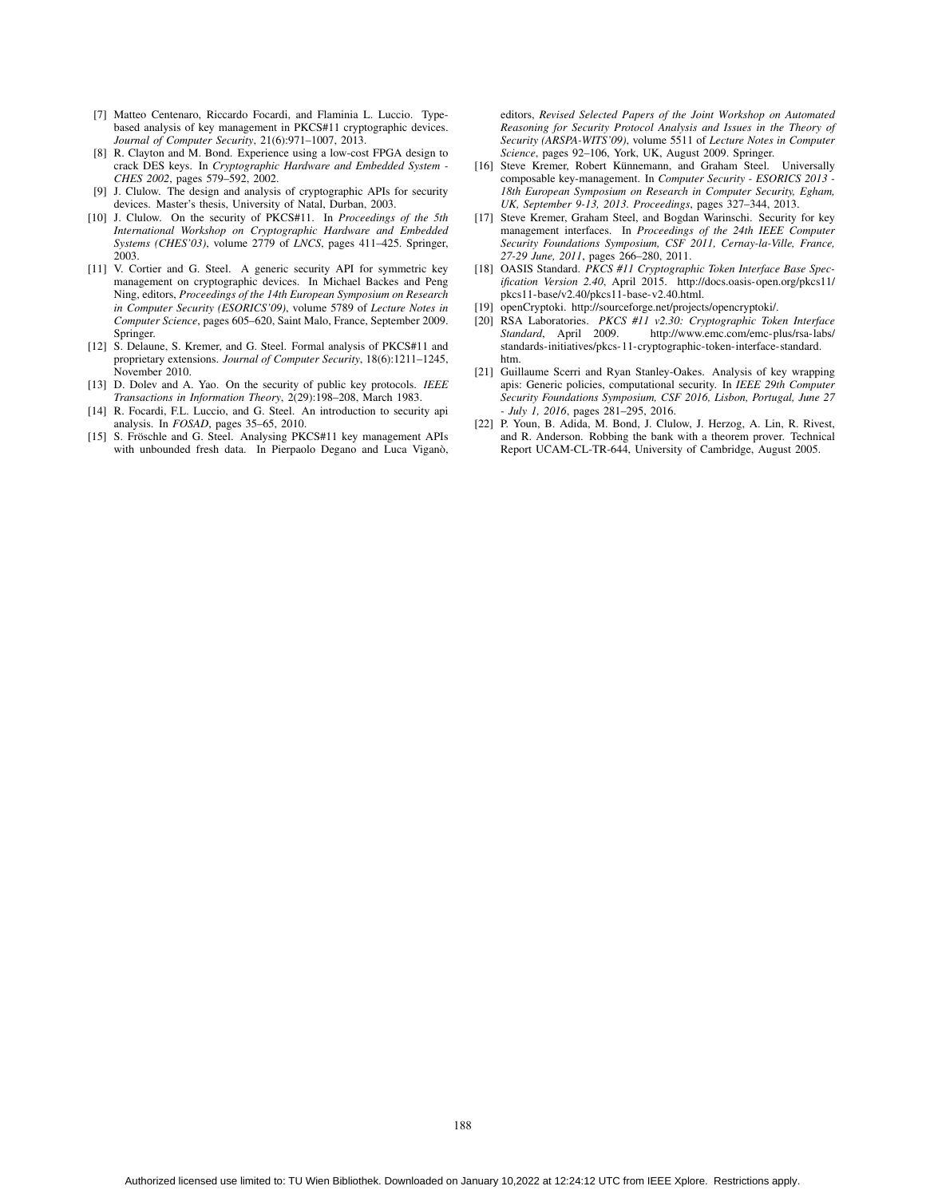[7] Matteo Centenaro, Riccardo Focardi, and Flaminia L. Luccio. Type-based analysis of key management in PKCS#11 cryptographic devices. *Journal of Computer Security*, 21(6):971–1007, 2013.

[8] R. Clayton and M. Bond. Experience using a low-cost FPGA design to crack DES keys. In *Cryptographic Hardware and Embedded System - CHES 2002*, pages 579–592, 2002.

[9] J. Clulow. The design and analysis of cryptographic APIs for security devices. Master's thesis, University of Natal, Durban, 2003.

[10] J. Clulow. On the security of PKCS#11. In *Proceedings of the 5th International Workshop on Cryptographic Hardware and Embedded Systems (CHES'03)*, volume 2779 of *LNCS*, pages 411–425. Springer, 2003.

[11] V. Cortier and G. Steel. A generic security API for symmetric key management on cryptographic devices. In Michael Backes and Peng Ning, editors, *Proceedings of the 14th European Symposium on Research in Computer Security (ESORICS'09)*, volume 5789 of *Lecture Notes in Computer Science*, pages 605–620, Saint Malo, France, September 2009. Springer.

[12] S. Delaune, S. Kremer, and G. Steel. Formal analysis of PKCS#11 and proprietary extensions. *Journal of Computer Security*, 18(6):1211–1245, November 2010.

[13] D. Dolev and A. Yao. On the security of public key protocols. *IEEE Transactions in Information Theory*, 2(29):198–208, March 1983.

[14] R. Focardi, F.L. Luccio, and G. Steel. An introduction to security api analysis. In *FOSAD*, pages 35–65, 2010.

[15] S. Fröschle and G. Steel. Analysing PKCS#11 key management APIs with unbounded fresh data. In Pierpaolo Degano and Luca Viganò, editors, *Revised Selected Papers of the Joint Workshop on Automated Reasoning for Security Protocol Analysis and Issues in the Theory of Security (ARSPA-WITS'09)*, volume 5511 of *Lecture Notes in Computer Science*, pages 92–106, York, UK, August 2009. Springer.

[16] Steve Kremer, Robert Künnemann, and Graham Steel. Universally composable key-management. In *Computer Security - ESORICS 2013 - 18th European Symposium on Research in Computer Security, Egham, UK, September 9-13, 2013. Proceedings*, pages 327–344, 2013.

[17] Steve Kremer, Graham Steel, and Bogdan Warinschi. Security for key management interfaces. In *Proceedings of the 24th IEEE Computer Security Foundations Symposium, CSF 2011, Cernay-la-Ville, France, 27-29 June, 2011*, pages 266–280, 2011.

[18] OASIS Standard. *PKCS #11 Cryptographic Token Interface Base Specification Version 2.40*, April 2015. http://docs.oasis-open.org/pkcs11/pkcs11-base/v2.40/pkcs11-base-v2.40.html.

[19] openCryptoki. http://sourceforge.net/projects/opencryptoki/.

[20] RSA Laboratories. *PKCS #11 v2.30: Cryptographic Token Interface Standard*, April 2009. http://www.emc.com/emc-plus/rsa-labs/standards-initiatives/pkcs-11-cryptographic-token-interface-standard.htm.

[21] Guillaume Scerri and Ryan Stanley-Oakes. Analysis of key wrapping apis: Generic policies, computational security. In *IEEE 29th Computer Security Foundations Symposium, CSF 2016, Lisbon, Portugal, June 27 - July 1, 2016*, pages 281–295, 2016.

[22] P. Youn, B. Adida, M. Bond, J. Clulow, J. Herzog, A. Lin, R. Rivest, and R. Anderson. Robbing the bank with a theorem prover. Technical Report UCAM-CL-TR-644, University of Cambridge, August 2005.